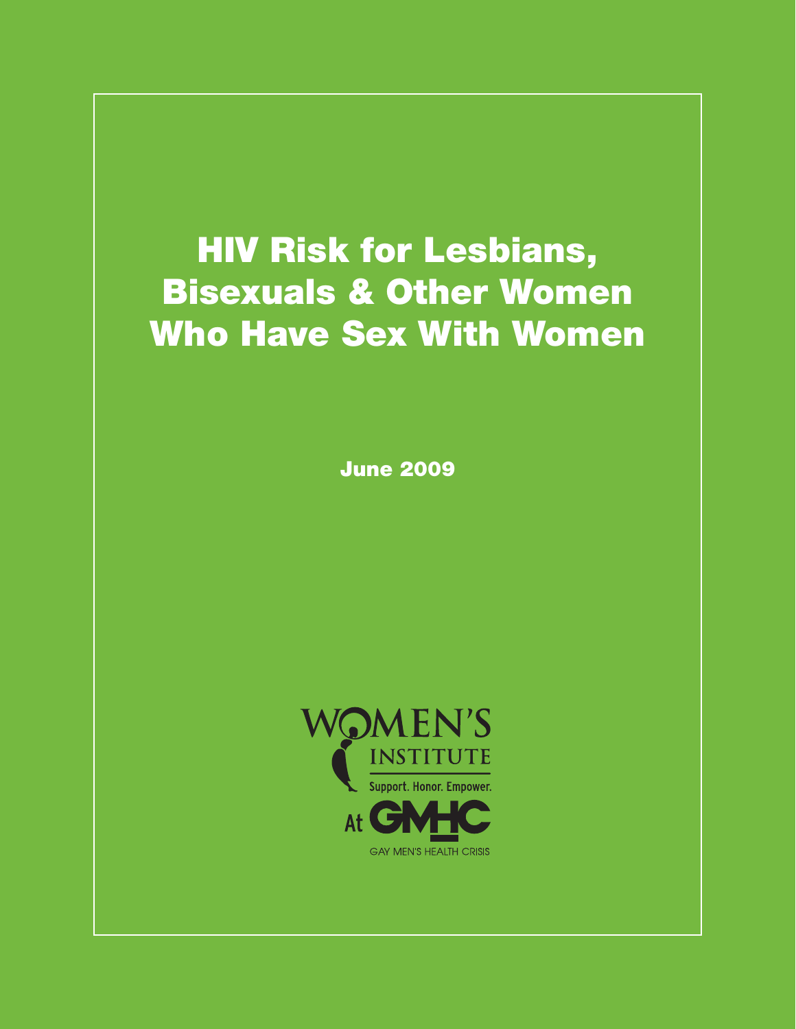# HIV Risk for Lesbians, Bisexuals & Other Women Who Have Sex With Women

June 2009

WOMEN'S INSTITUTE

Support. Honor. Empower.

At GMHC

GAY MEN'S HEALTH CRISIS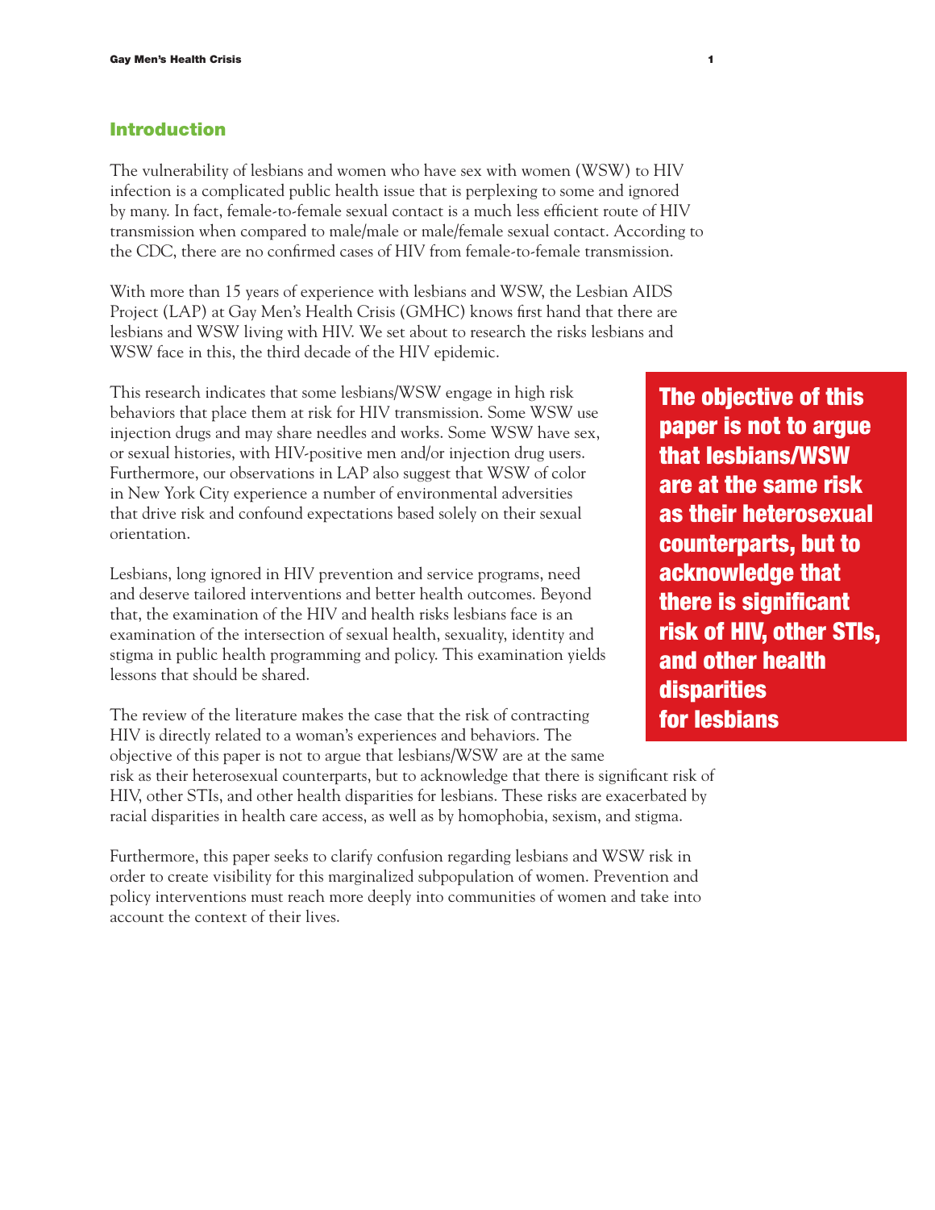## Introduction

The vulnerability of lesbians and women who have sex with women (WSW) to HIV infection is a complicated public health issue that is perplexing to some and ignored by many. In fact, female-to-female sexual contact is a much less efficient route of HIV transmission when compared to male/male or male/female sexual contact. According to the CDC, there are no confirmed cases of HIV from female-to-female transmission.

With more than 15 years of experience with lesbians and WSW, the Lesbian AIDS Project (LAP) at Gay Men's Health Crisis (GMHC) knows first hand that there are lesbians and WSW living with HIV. We set about to research the risks lesbians and WSW face in this, the third decade of the HIV epidemic.

This research indicates that some lesbians/WSW engage in high risk behaviors that place them at risk for HIV transmission. Some WSW use injection drugs and may share needles and works. Some WSW have sex, or sexual histories, with HIV-positive men and/or injection drug users. Furthermore, our observations in LAP also suggest that WSW of color in New York City experience a number of environmental adversities that drive risk and confound expectations based solely on their sexual orientation.

Lesbians, long ignored in HIV prevention and service programs, need and deserve tailored interventions and better health outcomes. Beyond that, the examination of the HIV and health risks lesbians face is an examination of the intersection of sexual health, sexuality, identity and stigma in public health programming and policy. This examination yields lessons that should be shared.

**The objective of this paper is not to argue that lesbians/WSW are at the same risk as their heterosexual counterparts, but to acknowledge that there is significant risk of HIV, other STIs, and other health disparities for lesbians**

The review of the literature makes the case that the risk of contracting HIV is directly related to a woman's experiences and behaviors. The objective of this paper is not to argue that lesbians/WSW are at the same risk as their heterosexual counterparts, but to acknowledge that there is significant risk of HIV, other STIs, and other health disparities for lesbians. These risks are exacerbated by racial disparities in health care access, as well as by homophobia, sexism, and stigma.

Furthermore, this paper seeks to clarify confusion regarding lesbians and WSW risk in order to create visibility for this marginalized subpopulation of women. Prevention and policy interventions must reach more deeply into communities of women and take into account the context of their lives.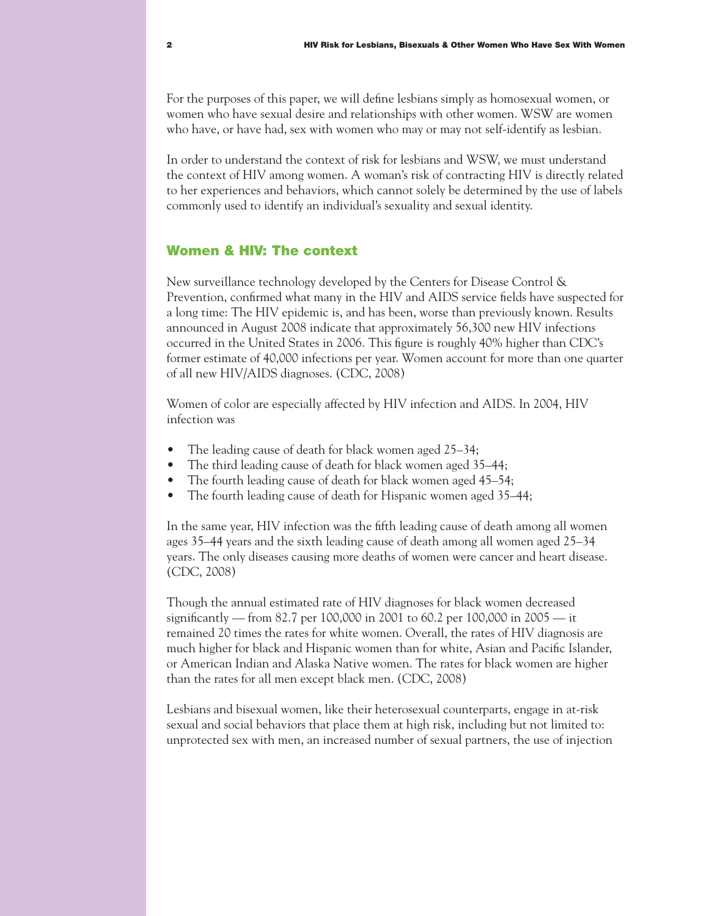For the purposes of this paper, we will define lesbians simply as homosexual women, or women who have sexual desire and relationships with other women. WSW are women who have, or have had, sex with women who may or may not self-identify as lesbian.

In order to understand the context of risk for lesbians and WSW, we must understand the context of HIV among women. A woman's risk of contracting HIV is directly related to her experiences and behaviors, which cannot solely be determined by the use of labels commonly used to identify an individual's sexuality and sexual identity.

## Women & HIV: The context

New surveillance technology developed by the Centers for Disease Control & Prevention, confirmed what many in the HIV and AIDS service fields have suspected for a long time: The HIV epidemic is, and has been, worse than previously known. Results announced in August 2008 indicate that approximately 56,300 new HIV infections occurred in the United States in 2006. This figure is roughly 40% higher than CDC's former estimate of 40,000 infections per year. Women account for more than one quarter of all new HIV/AIDS diagnoses. (CDC, 2008)

Women of color are especially affected by HIV infection and AIDS. In 2004, HIV infection was

- The leading cause of death for black women aged 25–34;
- The third leading cause of death for black women aged 35–44;
- The fourth leading cause of death for black women aged 45–54;
- The fourth leading cause of death for Hispanic women aged 35–44;

In the same year, HIV infection was the fifth leading cause of death among all women ages 35–44 years and the sixth leading cause of death among all women aged 25–34 years. The only diseases causing more deaths of women were cancer and heart disease. (CDC, 2008)

Though the annual estimated rate of HIV diagnoses for black women decreased significantly — from 82.7 per 100,000 in 2001 to 60.2 per 100,000 in 2005 — it remained 20 times the rates for white women. Overall, the rates of HIV diagnosis are much higher for black and Hispanic women than for white, Asian and Pacific Islander, or American Indian and Alaska Native women. The rates for black women are higher than the rates for all men except black men. (CDC, 2008)

Lesbians and bisexual women, like their heterosexual counterparts, engage in at-risk sexual and social behaviors that place them at high risk, including but not limited to: unprotected sex with men, an increased number of sexual partners, the use of injection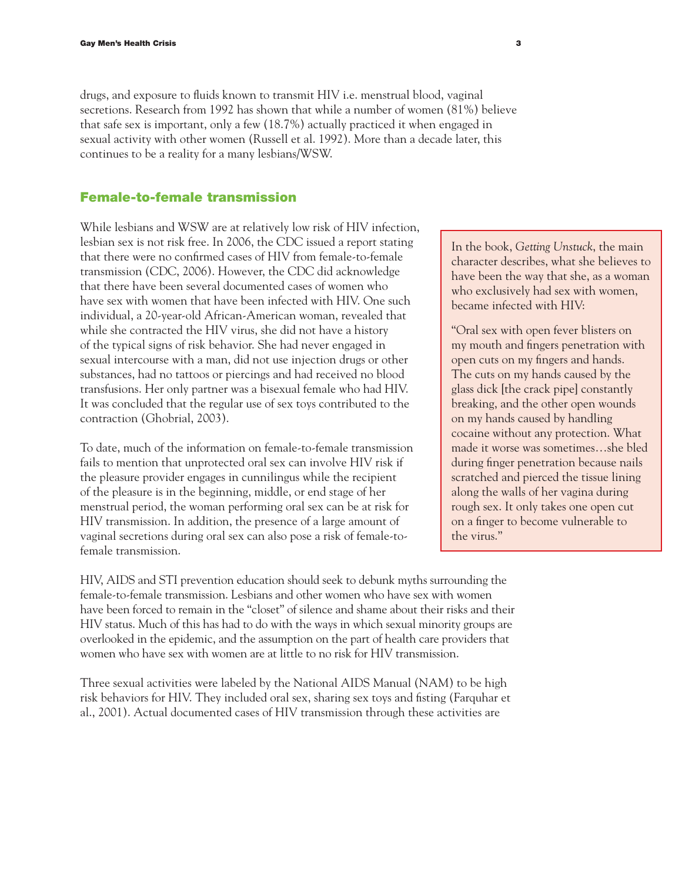drugs, and exposure to fluids known to transmit HIV i.e. menstrual blood, vaginal secretions. Research from 1992 has shown that while a number of women (81%) believe that safe sex is important, only a few (18.7%) actually practiced it when engaged in sexual activity with other women (Russell et al. 1992). More than a decade later, this continues to be a reality for a many lesbians/WSW.

## Female-to-female transmission

While lesbians and WSW are at relatively low risk of HIV infection, lesbian sex is not risk free. In 2006, the CDC issued a report stating that there were no confirmed cases of HIV from female-to-female transmission (CDC, 2006). However, the CDC did acknowledge that there have been several documented cases of women who have sex with women that have been infected with HIV. One such individual, a 20-year-old African-American woman, revealed that while she contracted the HIV virus, she did not have a history of the typical signs of risk behavior. She had never engaged in sexual intercourse with a man, did not use injection drugs or other substances, had no tattoos or piercings and had received no blood transfusions. Her only partner was a bisexual female who had HIV. It was concluded that the regular use of sex toys contributed to the contraction (Ghobrial, 2003).

To date, much of the information on female-to-female transmission fails to mention that unprotected oral sex can involve HIV risk if the pleasure provider engages in cunnilingus while the recipient of the pleasure is in the beginning, middle, or end stage of her menstrual period, the woman performing oral sex can be at risk for HIV transmission. In addition, the presence of a large amount of vaginal secretions during oral sex can also pose a risk of female-to-female transmission.

> In the book, *Getting Unstuck*, the main character describes, what she believes to have been the way that she, as a woman who exclusively had sex with women, became infected with HIV:
>
> "Oral sex with open fever blisters on my mouth and fingers penetration with open cuts on my fingers and hands. The cuts on my hands caused by the glass dick [the crack pipe] constantly breaking, and the other open wounds on my hands caused by handling cocaine without any protection. What made it worse was sometimes…she bled during finger penetration because nails scratched and pierced the tissue lining along the walls of her vagina during rough sex. It only takes one open cut on a finger to become vulnerable to the virus."

HIV, AIDS and STI prevention education should seek to debunk myths surrounding the female-to-female transmission. Lesbians and other women who have sex with women have been forced to remain in the "closet" of silence and shame about their risks and their HIV status. Much of this has had to do with the ways in which sexual minority groups are overlooked in the epidemic, and the assumption on the part of health care providers that women who have sex with women are at little to no risk for HIV transmission.

Three sexual activities were labeled by the National AIDS Manual (NAM) to be high risk behaviors for HIV. They included oral sex, sharing sex toys and fisting (Farquhar et al., 2001). Actual documented cases of HIV transmission through these activities are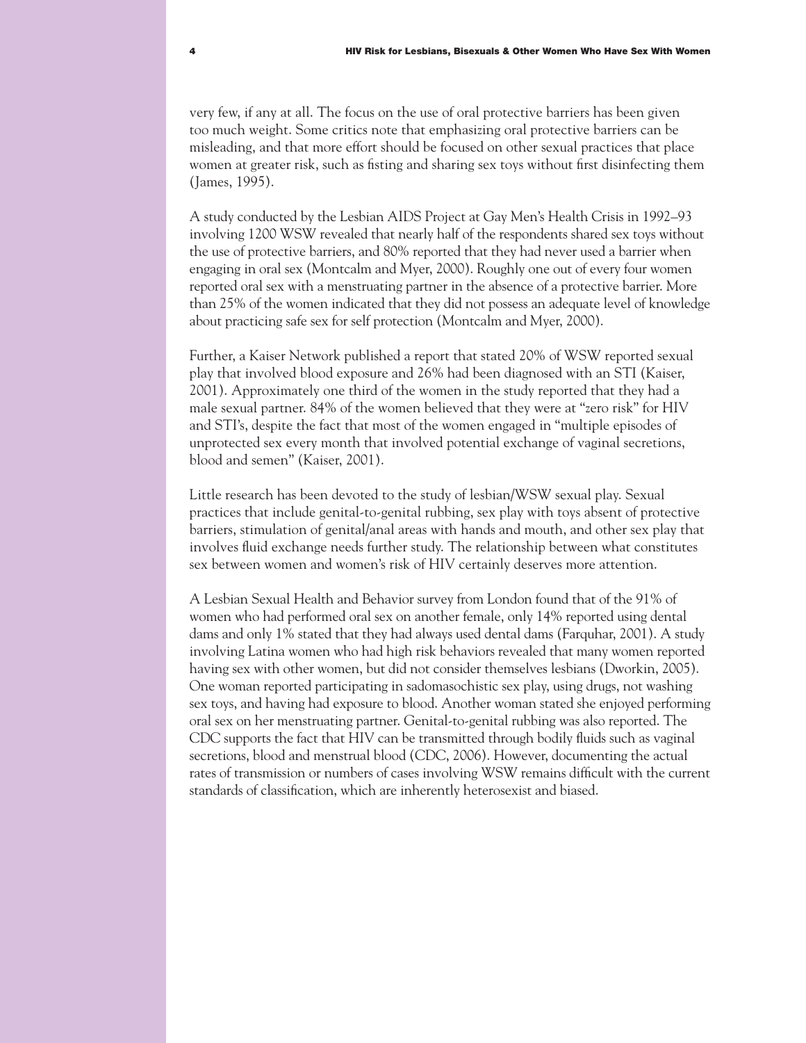very few, if any at all. The focus on the use of oral protective barriers has been given too much weight. Some critics note that emphasizing oral protective barriers can be misleading, and that more effort should be focused on other sexual practices that place women at greater risk, such as fisting and sharing sex toys without first disinfecting them (James, 1995).

A study conducted by the Lesbian AIDS Project at Gay Men's Health Crisis in 1992–93 involving 1200 WSW revealed that nearly half of the respondents shared sex toys without the use of protective barriers, and 80% reported that they had never used a barrier when engaging in oral sex (Montcalm and Myer, 2000). Roughly one out of every four women reported oral sex with a menstruating partner in the absence of a protective barrier. More than 25% of the women indicated that they did not possess an adequate level of knowledge about practicing safe sex for self protection (Montcalm and Myer, 2000).

Further, a Kaiser Network published a report that stated 20% of WSW reported sexual play that involved blood exposure and 26% had been diagnosed with an STI (Kaiser, 2001). Approximately one third of the women in the study reported that they had a male sexual partner. 84% of the women believed that they were at "zero risk" for HIV and STI's, despite the fact that most of the women engaged in "multiple episodes of unprotected sex every month that involved potential exchange of vaginal secretions, blood and semen" (Kaiser, 2001).

Little research has been devoted to the study of lesbian/WSW sexual play. Sexual practices that include genital-to-genital rubbing, sex play with toys absent of protective barriers, stimulation of genital/anal areas with hands and mouth, and other sex play that involves fluid exchange needs further study. The relationship between what constitutes sex between women and women's risk of HIV certainly deserves more attention.

A Lesbian Sexual Health and Behavior survey from London found that of the 91% of women who had performed oral sex on another female, only 14% reported using dental dams and only 1% stated that they had always used dental dams (Farquhar, 2001). A study involving Latina women who had high risk behaviors revealed that many women reported having sex with other women, but did not consider themselves lesbians (Dworkin, 2005). One woman reported participating in sadomasochistic sex play, using drugs, not washing sex toys, and having had exposure to blood. Another woman stated she enjoyed performing oral sex on her menstruating partner. Genital-to-genital rubbing was also reported. The CDC supports the fact that HIV can be transmitted through bodily fluids such as vaginal secretions, blood and menstrual blood (CDC, 2006). However, documenting the actual rates of transmission or numbers of cases involving WSW remains difficult with the current standards of classification, which are inherently heterosexist and biased.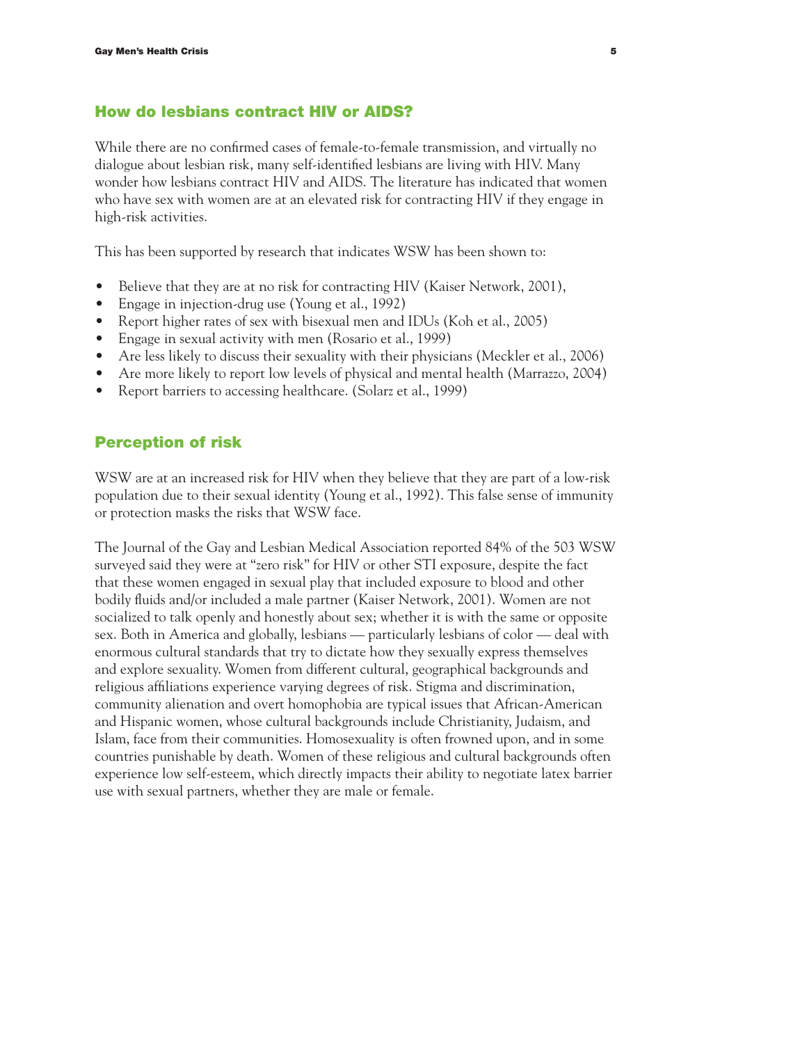## How do lesbians contract HIV or AIDS?

While there are no confirmed cases of female-to-female transmission, and virtually no dialogue about lesbian risk, many self-identified lesbians are living with HIV. Many wonder how lesbians contract HIV and AIDS. The literature has indicated that women who have sex with women are at an elevated risk for contracting HIV if they engage in high-risk activities.

This has been supported by research that indicates WSW has been shown to:

- Believe that they are at no risk for contracting HIV (Kaiser Network, 2001),
- Engage in injection-drug use (Young et al., 1992)
- Report higher rates of sex with bisexual men and IDUs (Koh et al., 2005)
- Engage in sexual activity with men (Rosario et al., 1999)
- Are less likely to discuss their sexuality with their physicians (Meckler et al., 2006)
- Are more likely to report low levels of physical and mental health (Marrazzo, 2004)
- Report barriers to accessing healthcare. (Solarz et al., 1999)

## Perception of risk

WSW are at an increased risk for HIV when they believe that they are part of a low-risk population due to their sexual identity (Young et al., 1992). This false sense of immunity or protection masks the risks that WSW face.

The Journal of the Gay and Lesbian Medical Association reported 84% of the 503 WSW surveyed said they were at "zero risk" for HIV or other STI exposure, despite the fact that these women engaged in sexual play that included exposure to blood and other bodily fluids and/or included a male partner (Kaiser Network, 2001). Women are not socialized to talk openly and honestly about sex; whether it is with the same or opposite sex. Both in America and globally, lesbians — particularly lesbians of color — deal with enormous cultural standards that try to dictate how they sexually express themselves and explore sexuality. Women from different cultural, geographical backgrounds and religious affiliations experience varying degrees of risk. Stigma and discrimination, community alienation and overt homophobia are typical issues that African-American and Hispanic women, whose cultural backgrounds include Christianity, Judaism, and Islam, face from their communities. Homosexuality is often frowned upon, and in some countries punishable by death. Women of these religious and cultural backgrounds often experience low self-esteem, which directly impacts their ability to negotiate latex barrier use with sexual partners, whether they are male or female.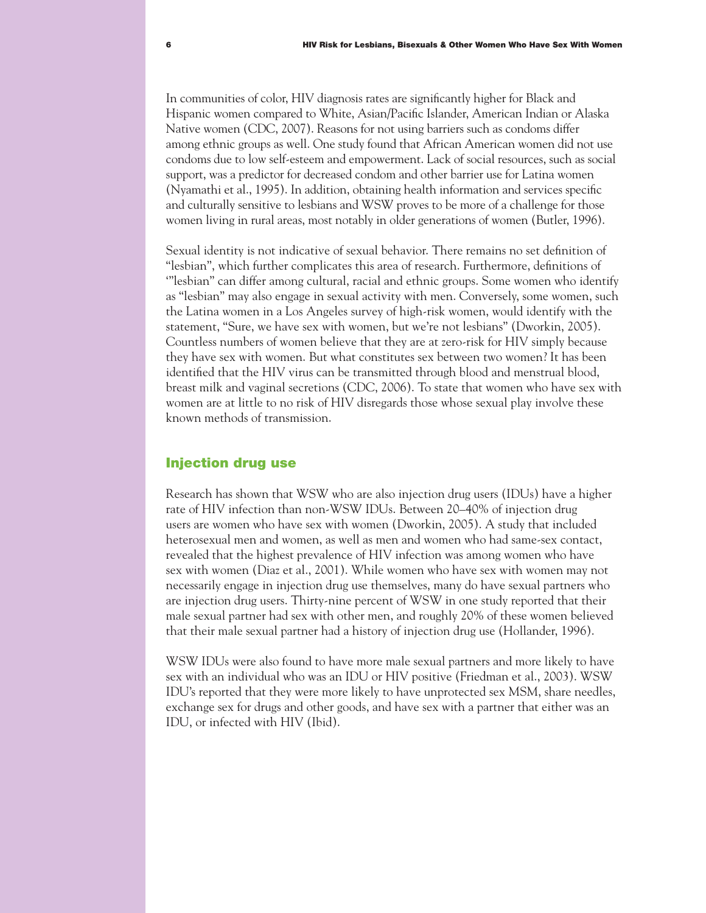In communities of color, HIV diagnosis rates are significantly higher for Black and Hispanic women compared to White, Asian/Pacific Islander, American Indian or Alaska Native women (CDC, 2007). Reasons for not using barriers such as condoms differ among ethnic groups as well. One study found that African American women did not use condoms due to low self-esteem and empowerment. Lack of social resources, such as social support, was a predictor for decreased condom and other barrier use for Latina women (Nyamathi et al., 1995). In addition, obtaining health information and services specific and culturally sensitive to lesbians and WSW proves to be more of a challenge for those women living in rural areas, most notably in older generations of women (Butler, 1996).

Sexual identity is not indicative of sexual behavior. There remains no set definition of "lesbian", which further complicates this area of research. Furthermore, definitions of '"lesbian" can differ among cultural, racial and ethnic groups. Some women who identify as "lesbian" may also engage in sexual activity with men. Conversely, some women, such the Latina women in a Los Angeles survey of high-risk women, would identify with the statement, "Sure, we have sex with women, but we're not lesbians" (Dworkin, 2005). Countless numbers of women believe that they are at zero-risk for HIV simply because they have sex with women. But what constitutes sex between two women? It has been identified that the HIV virus can be transmitted through blood and menstrual blood, breast milk and vaginal secretions (CDC, 2006). To state that women who have sex with women are at little to no risk of HIV disregards those whose sexual play involve these known methods of transmission.

## Injection drug use

Research has shown that WSW who are also injection drug users (IDUs) have a higher rate of HIV infection than non-WSW IDUs. Between 20–40% of injection drug users are women who have sex with women (Dworkin, 2005). A study that included heterosexual men and women, as well as men and women who had same-sex contact, revealed that the highest prevalence of HIV infection was among women who have sex with women (Diaz et al., 2001). While women who have sex with women may not necessarily engage in injection drug use themselves, many do have sexual partners who are injection drug users. Thirty-nine percent of WSW in one study reported that their male sexual partner had sex with other men, and roughly 20% of these women believed that their male sexual partner had a history of injection drug use (Hollander, 1996).

WSW IDUs were also found to have more male sexual partners and more likely to have sex with an individual who was an IDU or HIV positive (Friedman et al., 2003). WSW IDU's reported that they were more likely to have unprotected sex MSM, share needles, exchange sex for drugs and other goods, and have sex with a partner that either was an IDU, or infected with HIV (Ibid).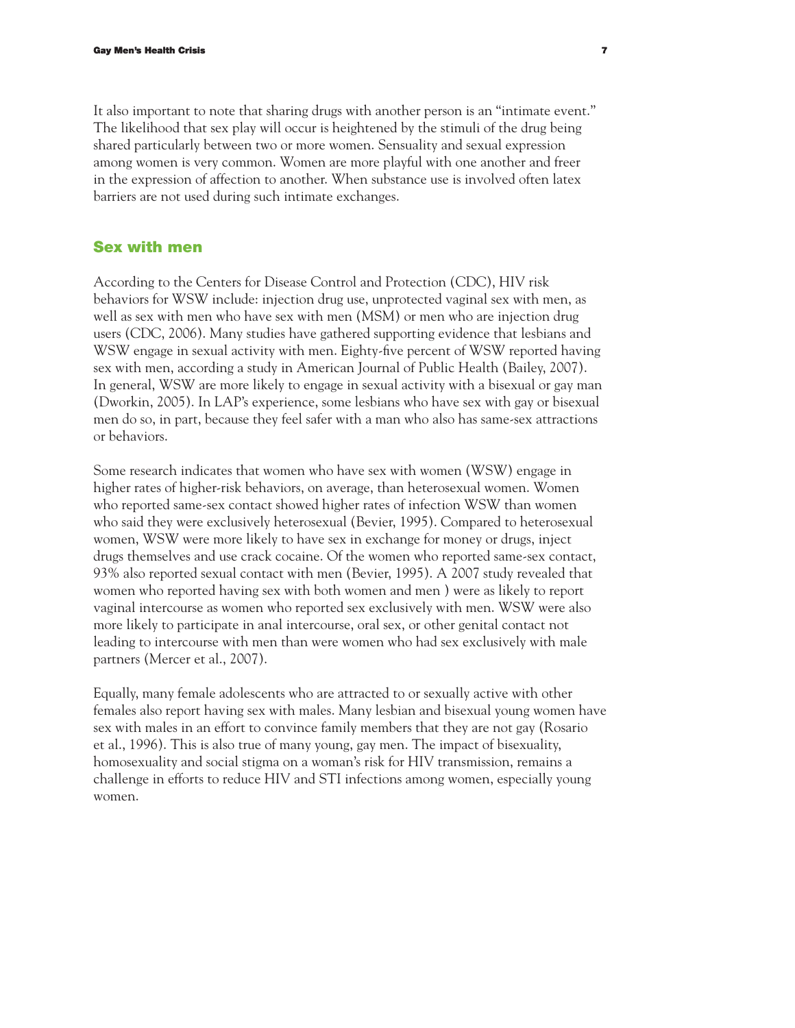It also important to note that sharing drugs with another person is an "intimate event." The likelihood that sex play will occur is heightened by the stimuli of the drug being shared particularly between two or more women. Sensuality and sexual expression among women is very common. Women are more playful with one another and freer in the expression of affection to another. When substance use is involved often latex barriers are not used during such intimate exchanges.

## Sex with men

According to the Centers for Disease Control and Protection (CDC), HIV risk behaviors for WSW include: injection drug use, unprotected vaginal sex with men, as well as sex with men who have sex with men (MSM) or men who are injection drug users (CDC, 2006). Many studies have gathered supporting evidence that lesbians and WSW engage in sexual activity with men. Eighty-five percent of WSW reported having sex with men, according a study in American Journal of Public Health (Bailey, 2007). In general, WSW are more likely to engage in sexual activity with a bisexual or gay man (Dworkin, 2005). In LAP's experience, some lesbians who have sex with gay or bisexual men do so, in part, because they feel safer with a man who also has same-sex attractions or behaviors.

Some research indicates that women who have sex with women (WSW) engage in higher rates of higher-risk behaviors, on average, than heterosexual women. Women who reported same-sex contact showed higher rates of infection WSW than women who said they were exclusively heterosexual (Bevier, 1995). Compared to heterosexual women, WSW were more likely to have sex in exchange for money or drugs, inject drugs themselves and use crack cocaine. Of the women who reported same-sex contact, 93% also reported sexual contact with men (Bevier, 1995). A 2007 study revealed that women who reported having sex with both women and men ) were as likely to report vaginal intercourse as women who reported sex exclusively with men. WSW were also more likely to participate in anal intercourse, oral sex, or other genital contact not leading to intercourse with men than were women who had sex exclusively with male partners (Mercer et al., 2007).

Equally, many female adolescents who are attracted to or sexually active with other females also report having sex with males. Many lesbian and bisexual young women have sex with males in an effort to convince family members that they are not gay (Rosario et al., 1996). This is also true of many young, gay men. The impact of bisexuality, homosexuality and social stigma on a woman's risk for HIV transmission, remains a challenge in efforts to reduce HIV and STI infections among women, especially young women.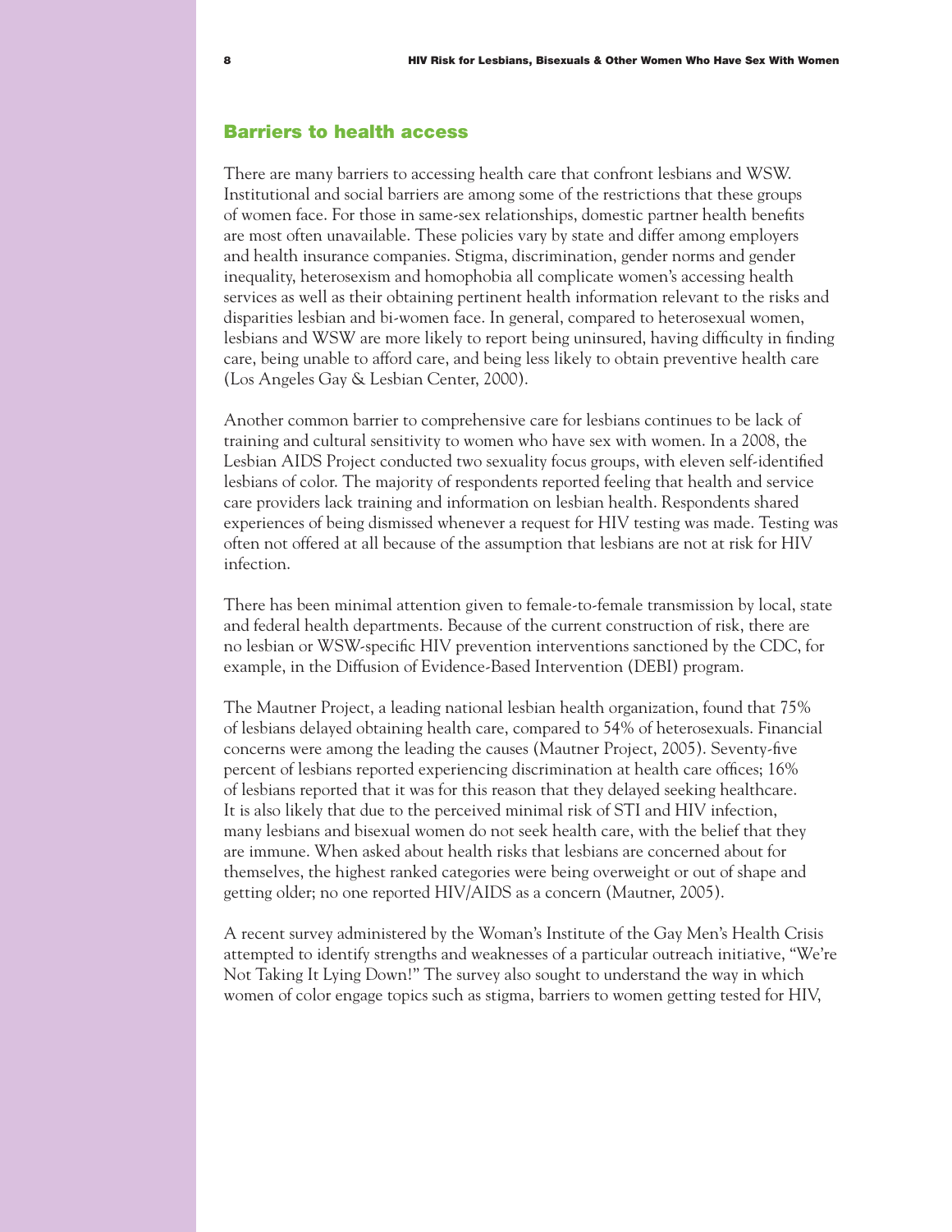## Barriers to health access

There are many barriers to accessing health care that confront lesbians and WSW. Institutional and social barriers are among some of the restrictions that these groups of women face. For those in same-sex relationships, domestic partner health benefits are most often unavailable. These policies vary by state and differ among employers and health insurance companies. Stigma, discrimination, gender norms and gender inequality, heterosexism and homophobia all complicate women's accessing health services as well as their obtaining pertinent health information relevant to the risks and disparities lesbian and bi-women face. In general, compared to heterosexual women, lesbians and WSW are more likely to report being uninsured, having difficulty in finding care, being unable to afford care, and being less likely to obtain preventive health care (Los Angeles Gay & Lesbian Center, 2000).

Another common barrier to comprehensive care for lesbians continues to be lack of training and cultural sensitivity to women who have sex with women. In a 2008, the Lesbian AIDS Project conducted two sexuality focus groups, with eleven self-identified lesbians of color. The majority of respondents reported feeling that health and service care providers lack training and information on lesbian health. Respondents shared experiences of being dismissed whenever a request for HIV testing was made. Testing was often not offered at all because of the assumption that lesbians are not at risk for HIV infection.

There has been minimal attention given to female-to-female transmission by local, state and federal health departments. Because of the current construction of risk, there are no lesbian or WSW-specific HIV prevention interventions sanctioned by the CDC, for example, in the Diffusion of Evidence-Based Intervention (DEBI) program.

The Mautner Project, a leading national lesbian health organization, found that 75% of lesbians delayed obtaining health care, compared to 54% of heterosexuals. Financial concerns were among the leading the causes (Mautner Project, 2005). Seventy-five percent of lesbians reported experiencing discrimination at health care offices; 16% of lesbians reported that it was for this reason that they delayed seeking healthcare. It is also likely that due to the perceived minimal risk of STI and HIV infection, many lesbians and bisexual women do not seek health care, with the belief that they are immune. When asked about health risks that lesbians are concerned about for themselves, the highest ranked categories were being overweight or out of shape and getting older; no one reported HIV/AIDS as a concern (Mautner, 2005).

A recent survey administered by the Woman's Institute of the Gay Men's Health Crisis attempted to identify strengths and weaknesses of a particular outreach initiative, "We're Not Taking It Lying Down!" The survey also sought to understand the way in which women of color engage topics such as stigma, barriers to women getting tested for HIV,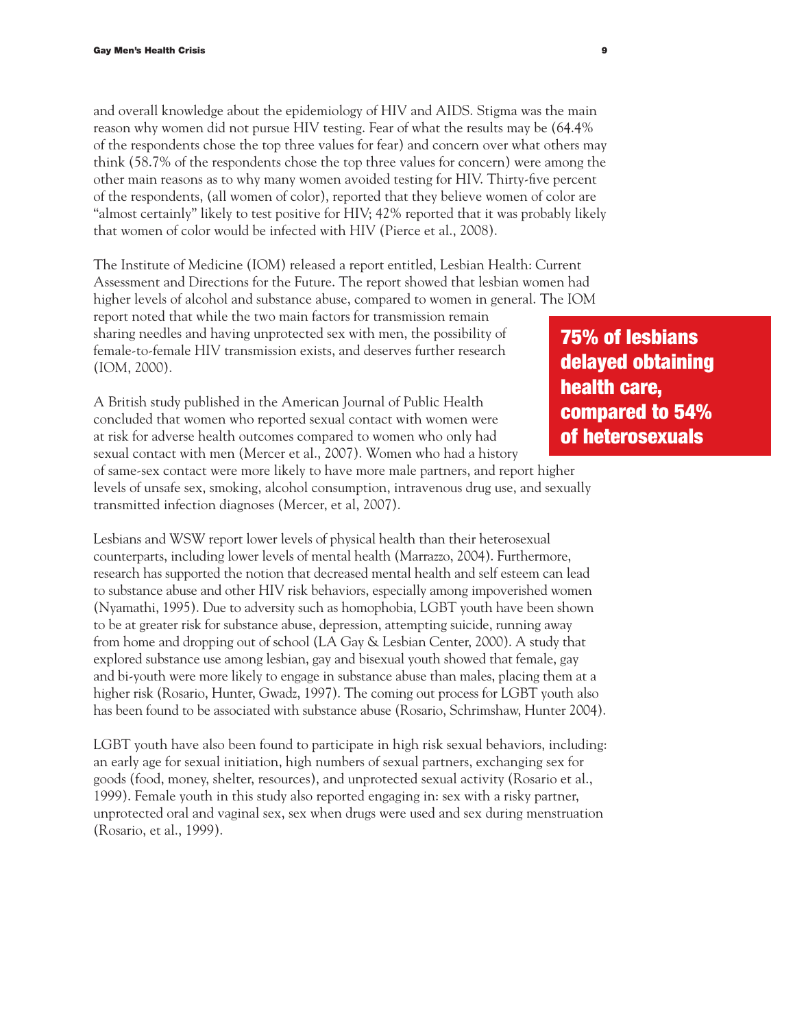and overall knowledge about the epidemiology of HIV and AIDS. Stigma was the main reason why women did not pursue HIV testing. Fear of what the results may be (64.4% of the respondents chose the top three values for fear) and concern over what others may think (58.7% of the respondents chose the top three values for concern) were among the other main reasons as to why many women avoided testing for HIV. Thirty-five percent of the respondents, (all women of color), reported that they believe women of color are "almost certainly" likely to test positive for HIV; 42% reported that it was probably likely that women of color would be infected with HIV (Pierce et al., 2008).

The Institute of Medicine (IOM) released a report entitled, Lesbian Health: Current Assessment and Directions for the Future. The report showed that lesbian women had higher levels of alcohol and substance abuse, compared to women in general. The IOM report noted that while the two main factors for transmission remain sharing needles and having unprotected sex with men, the possibility of female-to-female HIV transmission exists, and deserves further research (IOM, 2000).

**75% of lesbians delayed obtaining health care, compared to 54% of heterosexuals**

A British study published in the American Journal of Public Health concluded that women who reported sexual contact with women were at risk for adverse health outcomes compared to women who only had sexual contact with men (Mercer et al., 2007). Women who had a history of same-sex contact were more likely to have more male partners, and report higher levels of unsafe sex, smoking, alcohol consumption, intravenous drug use, and sexually transmitted infection diagnoses (Mercer, et al, 2007).

Lesbians and WSW report lower levels of physical health than their heterosexual counterparts, including lower levels of mental health (Marrazzo, 2004). Furthermore, research has supported the notion that decreased mental health and self esteem can lead to substance abuse and other HIV risk behaviors, especially among impoverished women (Nyamathi, 1995). Due to adversity such as homophobia, LGBT youth have been shown to be at greater risk for substance abuse, depression, attempting suicide, running away from home and dropping out of school (LA Gay & Lesbian Center, 2000). A study that explored substance use among lesbian, gay and bisexual youth showed that female, gay and bi-youth were more likely to engage in substance abuse than males, placing them at a higher risk (Rosario, Hunter, Gwadz, 1997). The coming out process for LGBT youth also has been found to be associated with substance abuse (Rosario, Schrimshaw, Hunter 2004).

LGBT youth have also been found to participate in high risk sexual behaviors, including: an early age for sexual initiation, high numbers of sexual partners, exchanging sex for goods (food, money, shelter, resources), and unprotected sexual activity (Rosario et al., 1999). Female youth in this study also reported engaging in: sex with a risky partner, unprotected oral and vaginal sex, sex when drugs were used and sex during menstruation (Rosario, et al., 1999).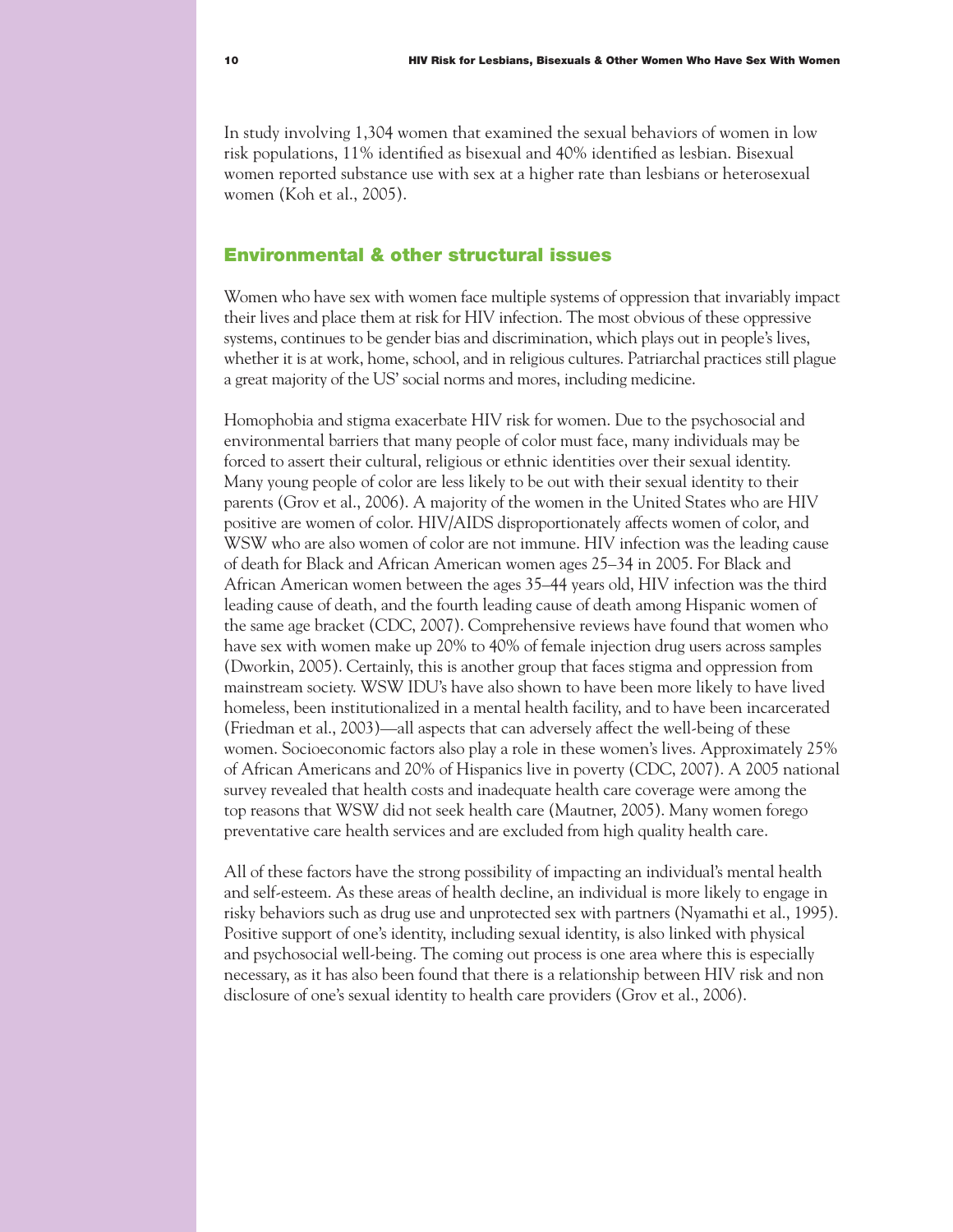In study involving 1,304 women that examined the sexual behaviors of women in low risk populations, 11% identified as bisexual and 40% identified as lesbian. Bisexual women reported substance use with sex at a higher rate than lesbians or heterosexual women (Koh et al., 2005).

## Environmental & other structural issues

Women who have sex with women face multiple systems of oppression that invariably impact their lives and place them at risk for HIV infection. The most obvious of these oppressive systems, continues to be gender bias and discrimination, which plays out in people's lives, whether it is at work, home, school, and in religious cultures. Patriarchal practices still plague a great majority of the US' social norms and mores, including medicine.

Homophobia and stigma exacerbate HIV risk for women. Due to the psychosocial and environmental barriers that many people of color must face, many individuals may be forced to assert their cultural, religious or ethnic identities over their sexual identity. Many young people of color are less likely to be out with their sexual identity to their parents (Grov et al., 2006). A majority of the women in the United States who are HIV positive are women of color. HIV/AIDS disproportionately affects women of color, and WSW who are also women of color are not immune. HIV infection was the leading cause of death for Black and African American women ages 25–34 in 2005. For Black and African American women between the ages 35–44 years old, HIV infection was the third leading cause of death, and the fourth leading cause of death among Hispanic women of the same age bracket (CDC, 2007). Comprehensive reviews have found that women who have sex with women make up 20% to 40% of female injection drug users across samples (Dworkin, 2005). Certainly, this is another group that faces stigma and oppression from mainstream society. WSW IDU's have also shown to have been more likely to have lived homeless, been institutionalized in a mental health facility, and to have been incarcerated (Friedman et al., 2003)—all aspects that can adversely affect the well-being of these women. Socioeconomic factors also play a role in these women's lives. Approximately 25% of African Americans and 20% of Hispanics live in poverty (CDC, 2007). A 2005 national survey revealed that health costs and inadequate health care coverage were among the top reasons that WSW did not seek health care (Mautner, 2005). Many women forego preventative care health services and are excluded from high quality health care.

All of these factors have the strong possibility of impacting an individual's mental health and self-esteem. As these areas of health decline, an individual is more likely to engage in risky behaviors such as drug use and unprotected sex with partners (Nyamathi et al., 1995). Positive support of one's identity, including sexual identity, is also linked with physical and psychosocial well-being. The coming out process is one area where this is especially necessary, as it has also been found that there is a relationship between HIV risk and non disclosure of one's sexual identity to health care providers (Grov et al., 2006).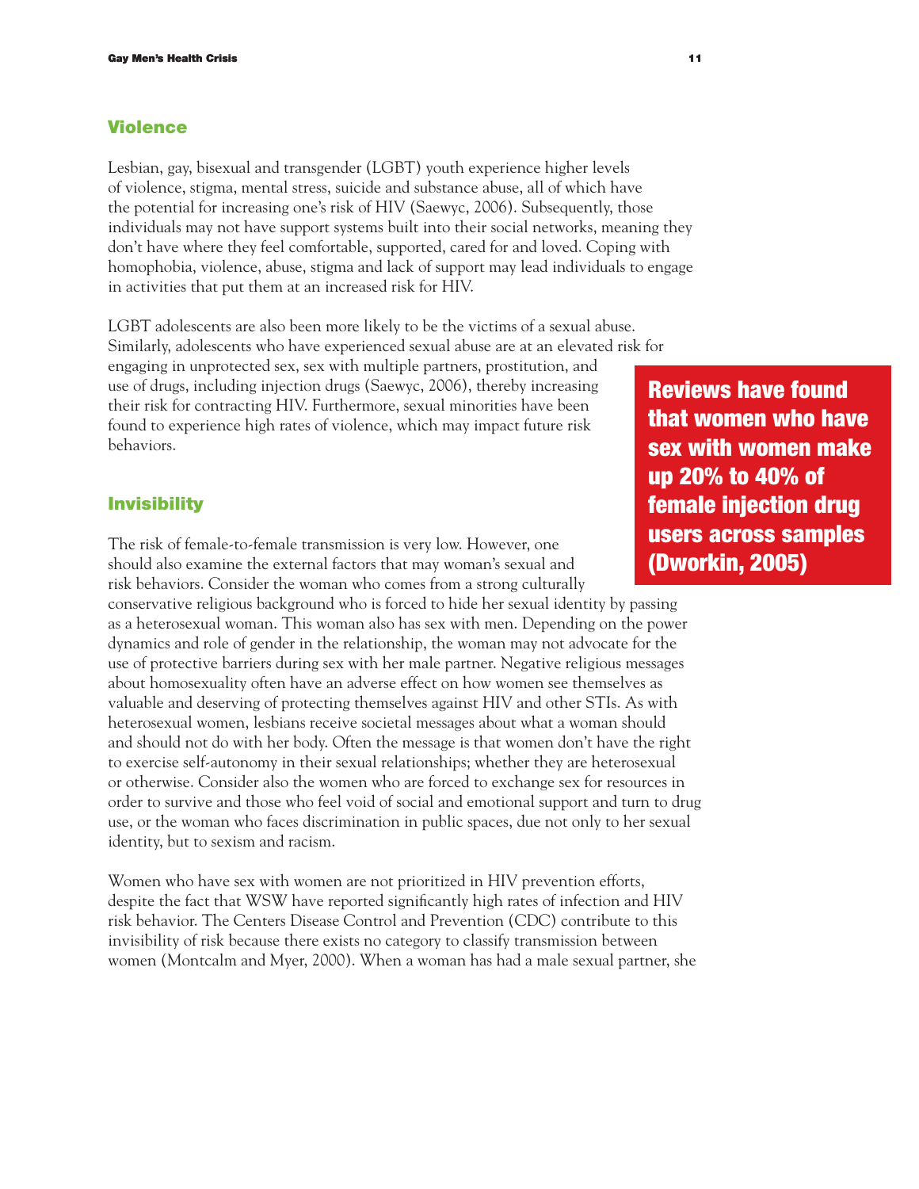## Violence

Lesbian, gay, bisexual and transgender (LGBT) youth experience higher levels of violence, stigma, mental stress, suicide and substance abuse, all of which have the potential for increasing one's risk of HIV (Saewyc, 2006). Subsequently, those individuals may not have support systems built into their social networks, meaning they don't have where they feel comfortable, supported, cared for and loved. Coping with homophobia, violence, abuse, stigma and lack of support may lead individuals to engage in activities that put them at an increased risk for HIV.

LGBT adolescents are also been more likely to be the victims of a sexual abuse. Similarly, adolescents who have experienced sexual abuse are at an elevated risk for engaging in unprotected sex, sex with multiple partners, prostitution, and use of drugs, including injection drugs (Saewyc, 2006), thereby increasing their risk for contracting HIV. Furthermore, sexual minorities have been found to experience high rates of violence, which may impact future risk behaviors.

**Reviews have found that women who have sex with women make up 20% to 40% of female injection drug users across samples (Dworkin, 2005)**

## Invisibility

The risk of female-to-female transmission is very low. However, one should also examine the external factors that may woman's sexual and risk behaviors. Consider the woman who comes from a strong culturally conservative religious background who is forced to hide her sexual identity by passing as a heterosexual woman. This woman also has sex with men. Depending on the power dynamics and role of gender in the relationship, the woman may not advocate for the use of protective barriers during sex with her male partner. Negative religious messages about homosexuality often have an adverse effect on how women see themselves as valuable and deserving of protecting themselves against HIV and other STIs. As with heterosexual women, lesbians receive societal messages about what a woman should and should not do with her body. Often the message is that women don't have the right to exercise self-autonomy in their sexual relationships; whether they are heterosexual or otherwise. Consider also the women who are forced to exchange sex for resources in order to survive and those who feel void of social and emotional support and turn to drug use, or the woman who faces discrimination in public spaces, due not only to her sexual identity, but to sexism and racism.

Women who have sex with women are not prioritized in HIV prevention efforts, despite the fact that WSW have reported significantly high rates of infection and HIV risk behavior. The Centers Disease Control and Prevention (CDC) contribute to this invisibility of risk because there exists no category to classify transmission between women (Montcalm and Myer, 2000). When a woman has had a male sexual partner, she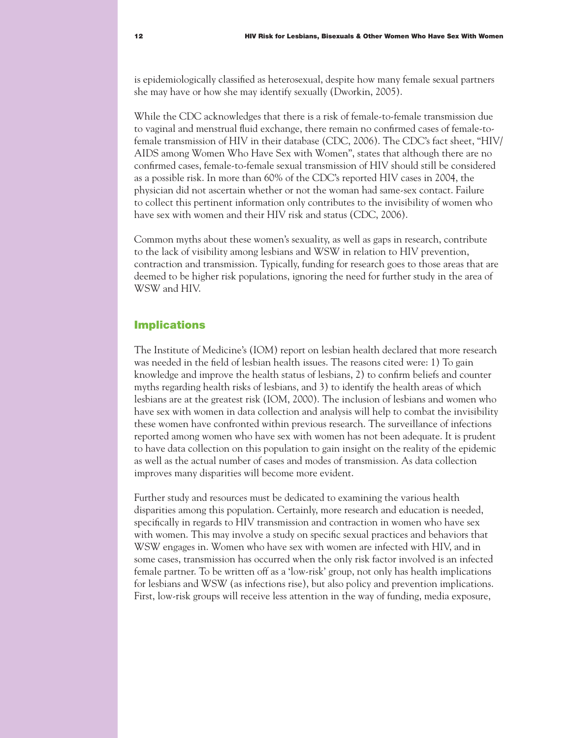is epidemiologically classified as heterosexual, despite how many female sexual partners she may have or how she may identify sexually (Dworkin, 2005).

While the CDC acknowledges that there is a risk of female-to-female transmission due to vaginal and menstrual fluid exchange, there remain no confirmed cases of female-to-female transmission of HIV in their database (CDC, 2006). The CDC's fact sheet, "HIV/AIDS among Women Who Have Sex with Women", states that although there are no confirmed cases, female-to-female sexual transmission of HIV should still be considered as a possible risk. In more than 60% of the CDC's reported HIV cases in 2004, the physician did not ascertain whether or not the woman had same-sex contact. Failure to collect this pertinent information only contributes to the invisibility of women who have sex with women and their HIV risk and status (CDC, 2006).

Common myths about these women's sexuality, as well as gaps in research, contribute to the lack of visibility among lesbians and WSW in relation to HIV prevention, contraction and transmission. Typically, funding for research goes to those areas that are deemed to be higher risk populations, ignoring the need for further study in the area of WSW and HIV.

## Implications

The Institute of Medicine's (IOM) report on lesbian health declared that more research was needed in the field of lesbian health issues. The reasons cited were: 1) To gain knowledge and improve the health status of lesbians, 2) to confirm beliefs and counter myths regarding health risks of lesbians, and 3) to identify the health areas of which lesbians are at the greatest risk (IOM, 2000). The inclusion of lesbians and women who have sex with women in data collection and analysis will help to combat the invisibility these women have confronted within previous research. The surveillance of infections reported among women who have sex with women has not been adequate. It is prudent to have data collection on this population to gain insight on the reality of the epidemic as well as the actual number of cases and modes of transmission. As data collection improves many disparities will become more evident.

Further study and resources must be dedicated to examining the various health disparities among this population. Certainly, more research and education is needed, specifically in regards to HIV transmission and contraction in women who have sex with women. This may involve a study on specific sexual practices and behaviors that WSW engages in. Women who have sex with women are infected with HIV, and in some cases, transmission has occurred when the only risk factor involved is an infected female partner. To be written off as a 'low-risk' group, not only has health implications for lesbians and WSW (as infections rise), but also policy and prevention implications. First, low-risk groups will receive less attention in the way of funding, media exposure,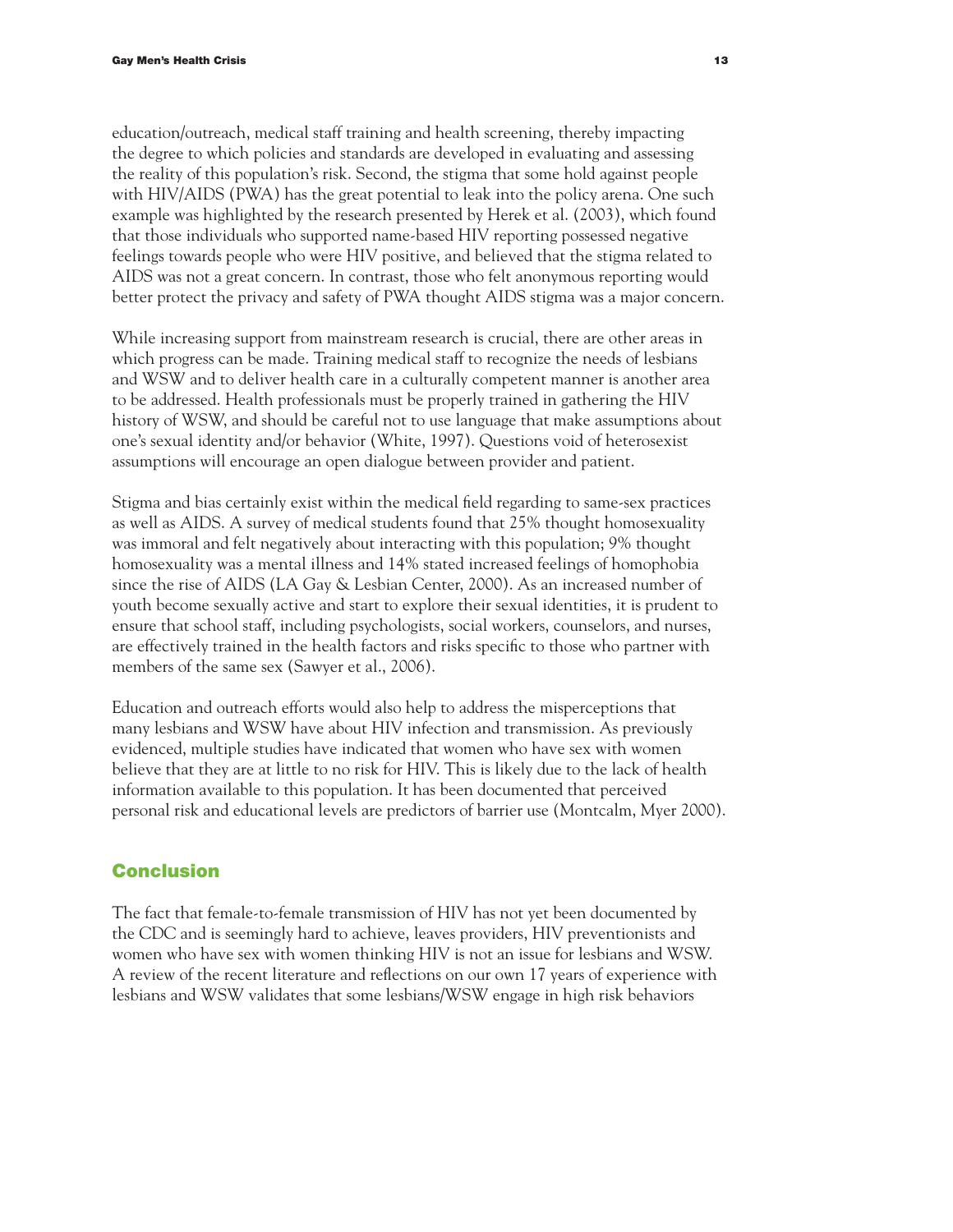education/outreach, medical staff training and health screening, thereby impacting the degree to which policies and standards are developed in evaluating and assessing the reality of this population's risk. Second, the stigma that some hold against people with HIV/AIDS (PWA) has the great potential to leak into the policy arena. One such example was highlighted by the research presented by Herek et al. (2003), which found that those individuals who supported name-based HIV reporting possessed negative feelings towards people who were HIV positive, and believed that the stigma related to AIDS was not a great concern. In contrast, those who felt anonymous reporting would better protect the privacy and safety of PWA thought AIDS stigma was a major concern.

While increasing support from mainstream research is crucial, there are other areas in which progress can be made. Training medical staff to recognize the needs of lesbians and WSW and to deliver health care in a culturally competent manner is another area to be addressed. Health professionals must be properly trained in gathering the HIV history of WSW, and should be careful not to use language that make assumptions about one's sexual identity and/or behavior (White, 1997). Questions void of heterosexist assumptions will encourage an open dialogue between provider and patient.

Stigma and bias certainly exist within the medical field regarding to same-sex practices as well as AIDS. A survey of medical students found that 25% thought homosexuality was immoral and felt negatively about interacting with this population; 9% thought homosexuality was a mental illness and 14% stated increased feelings of homophobia since the rise of AIDS (LA Gay & Lesbian Center, 2000). As an increased number of youth become sexually active and start to explore their sexual identities, it is prudent to ensure that school staff, including psychologists, social workers, counselors, and nurses, are effectively trained in the health factors and risks specific to those who partner with members of the same sex (Sawyer et al., 2006).

Education and outreach efforts would also help to address the misperceptions that many lesbians and WSW have about HIV infection and transmission. As previously evidenced, multiple studies have indicated that women who have sex with women believe that they are at little to no risk for HIV. This is likely due to the lack of health information available to this population. It has been documented that perceived personal risk and educational levels are predictors of barrier use (Montcalm, Myer 2000).

## Conclusion

The fact that female-to-female transmission of HIV has not yet been documented by the CDC and is seemingly hard to achieve, leaves providers, HIV preventionists and women who have sex with women thinking HIV is not an issue for lesbians and WSW. A review of the recent literature and reflections on our own 17 years of experience with lesbians and WSW validates that some lesbians/WSW engage in high risk behaviors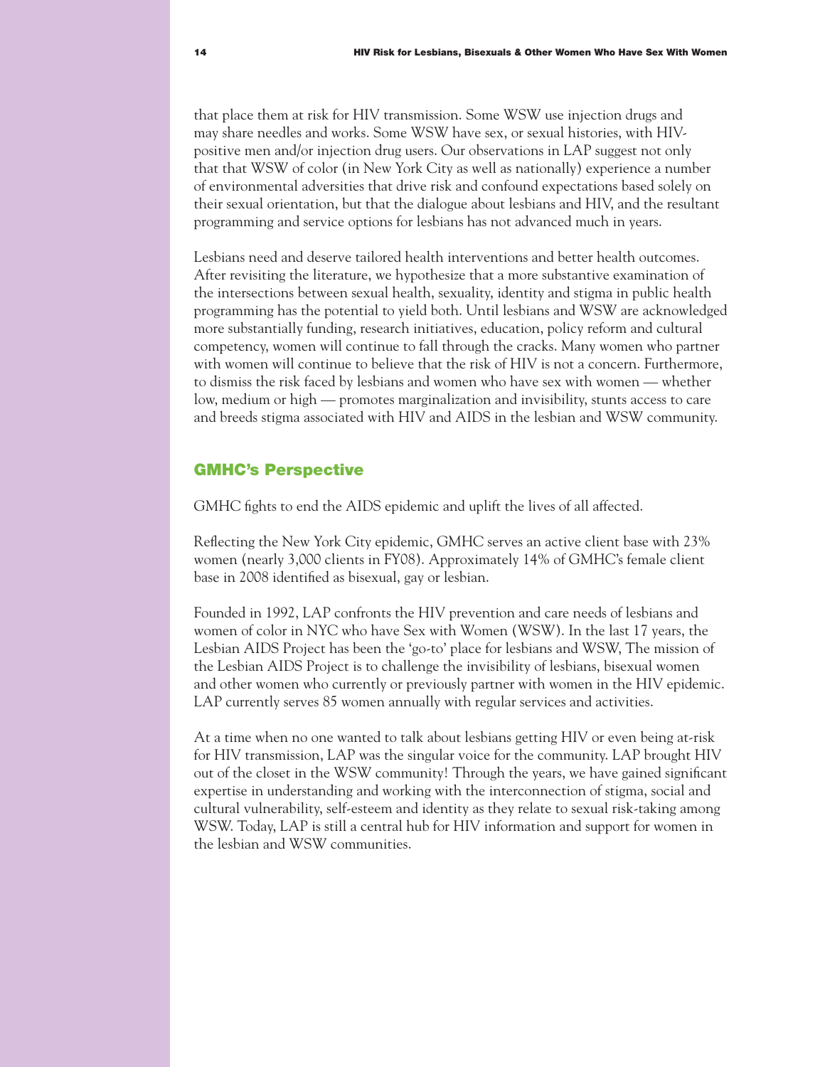that place them at risk for HIV transmission. Some WSW use injection drugs and may share needles and works. Some WSW have sex, or sexual histories, with HIV-positive men and/or injection drug users. Our observations in LAP suggest not only that that WSW of color (in New York City as well as nationally) experience a number of environmental adversities that drive risk and confound expectations based solely on their sexual orientation, but that the dialogue about lesbians and HIV, and the resultant programming and service options for lesbians has not advanced much in years.

Lesbians need and deserve tailored health interventions and better health outcomes. After revisiting the literature, we hypothesize that a more substantive examination of the intersections between sexual health, sexuality, identity and stigma in public health programming has the potential to yield both. Until lesbians and WSW are acknowledged more substantially funding, research initiatives, education, policy reform and cultural competency, women will continue to fall through the cracks. Many women who partner with women will continue to believe that the risk of HIV is not a concern. Furthermore, to dismiss the risk faced by lesbians and women who have sex with women — whether low, medium or high — promotes marginalization and invisibility, stunts access to care and breeds stigma associated with HIV and AIDS in the lesbian and WSW community.

## GMHC's Perspective

GMHC fights to end the AIDS epidemic and uplift the lives of all affected.

Reflecting the New York City epidemic, GMHC serves an active client base with 23% women (nearly 3,000 clients in FY08). Approximately 14% of GMHC's female client base in 2008 identified as bisexual, gay or lesbian.

Founded in 1992, LAP confronts the HIV prevention and care needs of lesbians and women of color in NYC who have Sex with Women (WSW). In the last 17 years, the Lesbian AIDS Project has been the 'go-to' place for lesbians and WSW, The mission of the Lesbian AIDS Project is to challenge the invisibility of lesbians, bisexual women and other women who currently or previously partner with women in the HIV epidemic. LAP currently serves 85 women annually with regular services and activities.

At a time when no one wanted to talk about lesbians getting HIV or even being at-risk for HIV transmission, LAP was the singular voice for the community. LAP brought HIV out of the closet in the WSW community! Through the years, we have gained significant expertise in understanding and working with the interconnection of stigma, social and cultural vulnerability, self-esteem and identity as they relate to sexual risk-taking among WSW. Today, LAP is still a central hub for HIV information and support for women in the lesbian and WSW communities.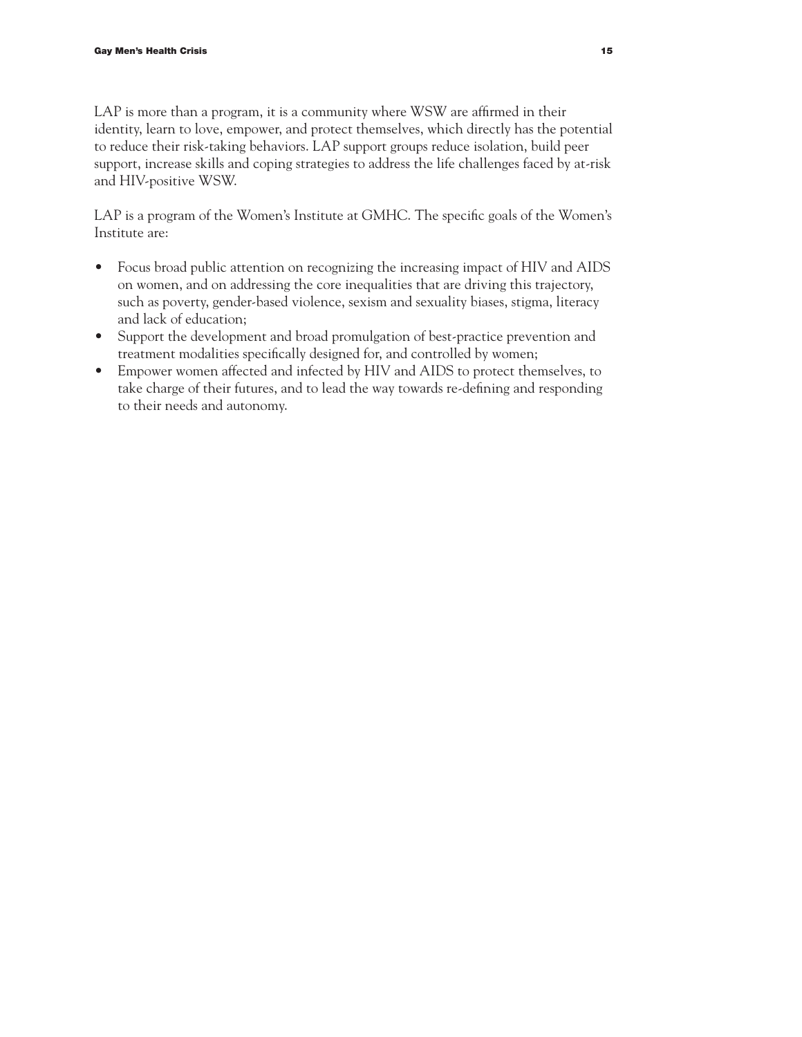LAP is more than a program, it is a community where WSW are affirmed in their identity, learn to love, empower, and protect themselves, which directly has the potential to reduce their risk-taking behaviors. LAP support groups reduce isolation, build peer support, increase skills and coping strategies to address the life challenges faced by at-risk and HIV-positive WSW.

LAP is a program of the Women's Institute at GMHC. The specific goals of the Women's Institute are:

- Focus broad public attention on recognizing the increasing impact of HIV and AIDS on women, and on addressing the core inequalities that are driving this trajectory, such as poverty, gender-based violence, sexism and sexuality biases, stigma, literacy and lack of education;
- Support the development and broad promulgation of best-practice prevention and treatment modalities specifically designed for, and controlled by women;
- Empower women affected and infected by HIV and AIDS to protect themselves, to take charge of their futures, and to lead the way towards re-defining and responding to their needs and autonomy.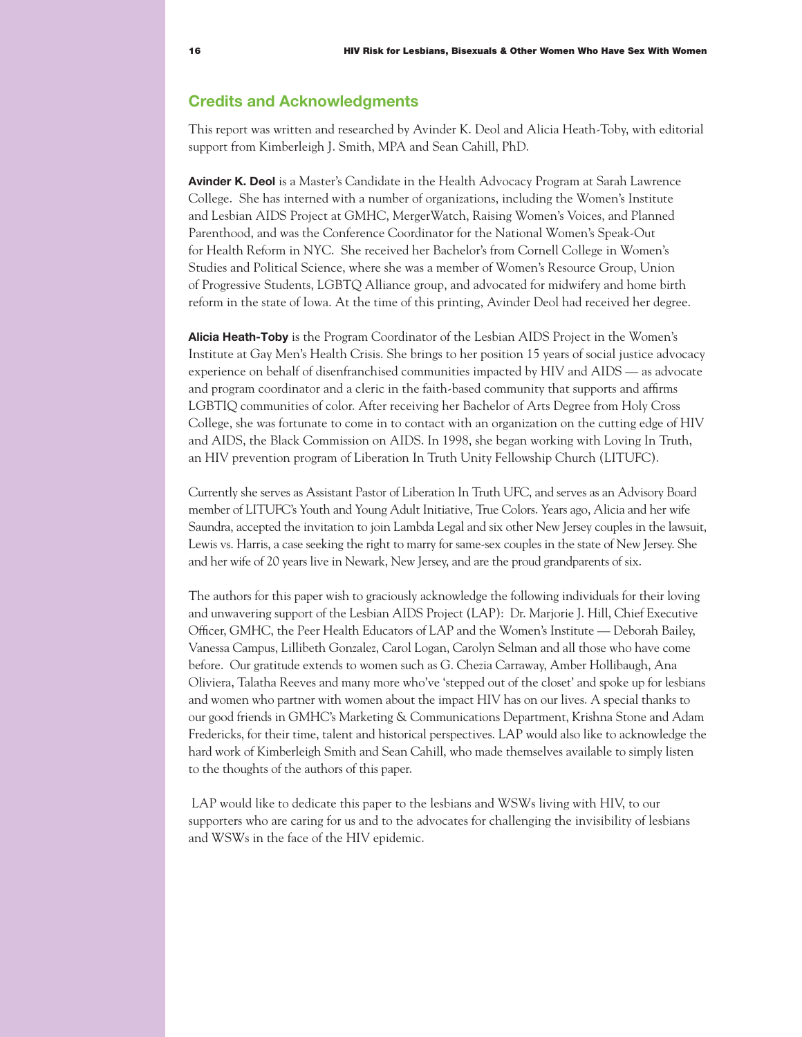## Credits and Acknowledgments

This report was written and researched by Avinder K. Deol and Alicia Heath-Toby, with editorial support from Kimberleigh J. Smith, MPA and Sean Cahill, PhD.

**Avinder K. Deol** is a Master's Candidate in the Health Advocacy Program at Sarah Lawrence College. She has interned with a number of organizations, including the Women's Institute and Lesbian AIDS Project at GMHC, MergerWatch, Raising Women's Voices, and Planned Parenthood, and was the Conference Coordinator for the National Women's Speak-Out for Health Reform in NYC. She received her Bachelor's from Cornell College in Women's Studies and Political Science, where she was a member of Women's Resource Group, Union of Progressive Students, LGBTQ Alliance group, and advocated for midwifery and home birth reform in the state of Iowa. At the time of this printing, Avinder Deol had received her degree.

**Alicia Heath-Toby** is the Program Coordinator of the Lesbian AIDS Project in the Women's Institute at Gay Men's Health Crisis. She brings to her position 15 years of social justice advocacy experience on behalf of disenfranchised communities impacted by HIV and AIDS — as advocate and program coordinator and a cleric in the faith-based community that supports and affirms LGBTIQ communities of color. After receiving her Bachelor of Arts Degree from Holy Cross College, she was fortunate to come in to contact with an organization on the cutting edge of HIV and AIDS, the Black Commission on AIDS. In 1998, she began working with Loving In Truth, an HIV prevention program of Liberation In Truth Unity Fellowship Church (LITUFC).

Currently she serves as Assistant Pastor of Liberation In Truth UFC, and serves as an Advisory Board member of LITUFC's Youth and Young Adult Initiative, True Colors. Years ago, Alicia and her wife Saundra, accepted the invitation to join Lambda Legal and six other New Jersey couples in the lawsuit, Lewis vs. Harris, a case seeking the right to marry for same-sex couples in the state of New Jersey. She and her wife of 20 years live in Newark, New Jersey, and are the proud grandparents of six.

The authors for this paper wish to graciously acknowledge the following individuals for their loving and unwavering support of the Lesbian AIDS Project (LAP): Dr. Marjorie J. Hill, Chief Executive Officer, GMHC, the Peer Health Educators of LAP and the Women's Institute — Deborah Bailey, Vanessa Campus, Lillibeth Gonzalez, Carol Logan, Carolyn Selman and all those who have come before. Our gratitude extends to women such as G. Chezia Carraway, Amber Hollibaugh, Ana Oliviera, Talatha Reeves and many more who've 'stepped out of the closet' and spoke up for lesbians and women who partner with women about the impact HIV has on our lives. A special thanks to our good friends in GMHC's Marketing & Communications Department, Krishna Stone and Adam Fredericks, for their time, talent and historical perspectives. LAP would also like to acknowledge the hard work of Kimberleigh Smith and Sean Cahill, who made themselves available to simply listen to the thoughts of the authors of this paper.

LAP would like to dedicate this paper to the lesbians and WSWs living with HIV, to our supporters who are caring for us and to the advocates for challenging the invisibility of lesbians and WSWs in the face of the HIV epidemic.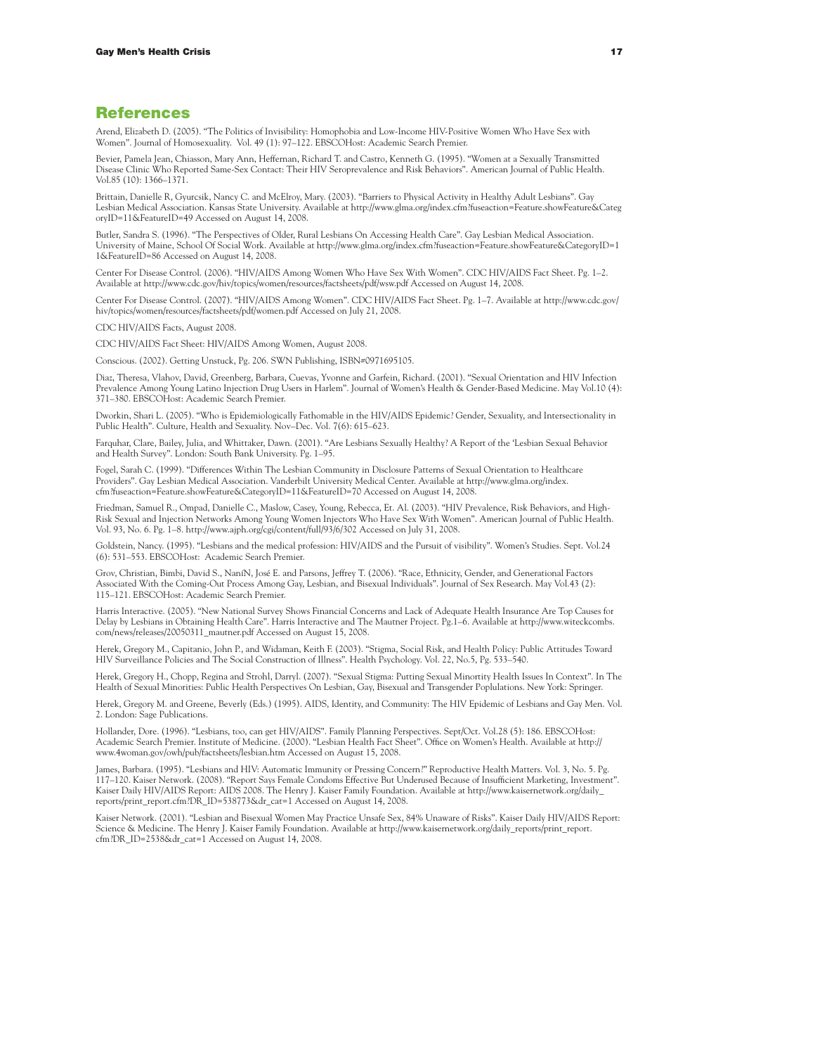## References

Arend, Elizabeth D. (2005). "The Politics of Invisibility: Homophobia and Low-Income HIV-Positive Women Who Have Sex with Women". Journal of Homosexuality. Vol. 49 (1): 97–122. EBSCOHost: Academic Search Premier.

Bevier, Pamela Jean, Chiasson, Mary Ann, Heffernan, Richard T. and Castro, Kenneth G. (1995). "Women at a Sexually Transmitted Disease Clinic Who Reported Same-Sex Contact: Their HIV Seroprevalence and Risk Behaviors". American Journal of Public Health. Vol.85 (10): 1366–1371.

Brittain, Danielle R, Gyurcsik, Nancy C. and McElroy, Mary. (2003). "Barriers to Physical Activity in Healthy Adult Lesbians". Gay Lesbian Medical Association. Kansas State University. Available at http://www.glma.org/index.cfm?fuseaction=Feature.showFeature&CategoryID=11&FeatureID=49 Accessed on August 14, 2008.

Butler, Sandra S. (1996). "The Perspectives of Older, Rural Lesbians On Accessing Health Care". Gay Lesbian Medical Association. University of Maine, School Of Social Work. Available at http://www.glma.org/index.cfm?fuseaction=Feature.showFeature&CategoryID=11&FeatureID=86 Accessed on August 14, 2008.

Center For Disease Control. (2006). "HIV/AIDS Among Women Who Have Sex With Women". CDC HIV/AIDS Fact Sheet. Pg. 1–2. Available at http://www.cdc.gov/hiv/topics/women/resources/factsheets/pdf/wsw.pdf Accessed on August 14, 2008.

Center For Disease Control. (2007). "HIV/AIDS Among Women". CDC HIV/AIDS Fact Sheet. Pg. 1–7. Available at http://www.cdc.gov/hiv/topics/women/resources/factsheets/pdf/women.pdf Accessed on July 21, 2008.

CDC HIV/AIDS Facts, August 2008.

CDC HIV/AIDS Fact Sheet: HIV/AIDS Among Women, August 2008.

Conscious. (2002). Getting Unstuck, Pg. 206. SWN Publishing, ISBN#0971695105.

Diaz, Theresa, Vlahov, David, Greenberg, Barbara, Cuevas, Yvonne and Garfein, Richard. (2001). "Sexual Orientation and HIV Infection Prevalence Among Young Latino Injection Drug Users in Harlem". Journal of Women's Health & Gender-Based Medicine. May Vol.10 (4): 371–380. EBSCOHost: Academic Search Premier.

Dworkin, Shari L. (2005). "Who is Epidemiologically Fathomable in the HIV/AIDS Epidemic? Gender, Sexuality, and Intersectionality in Public Health". Culture, Health and Sexuality. Nov–Dec. Vol. 7(6): 615–623.

Farquhar, Clare, Bailey, Julia, and Whittaker, Dawn. (2001). "Are Lesbians Sexually Healthy? A Report of the 'Lesbian Sexual Behavior and Health Survey". London: South Bank University. Pg. 1–95.

Fogel, Sarah C. (1999). "Differences Within The Lesbian Community in Disclosure Patterns of Sexual Orientation to Healthcare Providers". Gay Lesbian Medical Association. Vanderbilt University Medical Center. Available at http://www.glma.org/index.cfm?fuseaction=Feature.showFeature&CategoryID=11&FeatureID=70 Accessed on August 14, 2008.

Friedman, Samuel R., Ompad, Danielle C., Maslow, Casey, Young, Rebecca, Et. Al. (2003). "HIV Prevalence, Risk Behaviors, and High-Risk Sexual and Injection Networks Among Young Women Injectors Who Have Sex With Women". American Journal of Public Health. Vol. 93, No. 6. Pg. 1–8. http://www.ajph.org/cgi/content/full/93/6/302 Accessed on July 31, 2008.

Goldstein, Nancy. (1995). "Lesbians and the medical profession: HIV/AIDS and the Pursuit of visibility". Women's Studies. Sept. Vol.24 (6): 531–553. EBSCOHost: Academic Search Premier.

Grov, Christian, Bimbi, David S., NanÍN, José E. and Parsons, Jeffrey T. (2006). "Race, Ethnicity, Gender, and Generational Factors Associated With the Coming-Out Process Among Gay, Lesbian, and Bisexual Individuals". Journal of Sex Research. May Vol.43 (2): 115–121. EBSCOHost: Academic Search Premier.

Harris Interactive. (2005). "New National Survey Shows Financial Concerns and Lack of Adequate Health Insurance Are Top Causes for Delay by Lesbians in Obtaining Health Care". Harris Interactive and The Mautner Project. Pg.1–6. Available at http://www.witeckcombs.com/news/releases/20050311_mautner.pdf Accessed on August 15, 2008.

Herek, Gregory M., Capitanio, John P., and Widaman, Keith F. (2003). "Stigma, Social Risk, and Health Policy: Public Attitudes Toward HIV Surveillance Policies and The Social Construction of Illness". Health Psychology. Vol. 22, No.5, Pg. 533–540.

Herek, Gregory H., Chopp, Regina and Strohl, Darryl. (2007). "Sexual Stigma: Putting Sexual Minortity Health Issues In Context". In The Health of Sexual Minorities: Public Health Perspectives On Lesbian, Gay, Bisexual and Transgender Poplulations. New York: Springer.

Herek, Gregory M. and Greene, Beverly (Eds.) (1995). AIDS, Identity, and Community: The HIV Epidemic of Lesbians and Gay Men. Vol. 2. London: Sage Publications.

Hollander, Dore. (1996). "Lesbians, too, can get HIV/AIDS". Family Planning Perspectives. Sept/Oct. Vol.28 (5): 186. EBSCOHost: Academic Search Premier. Institute of Medicine. (2000). "Lesbian Health Fact Sheet". Office on Women's Health. Available at http://www.4woman.gov/owh/pub/factsheets/lesbian.htm Accessed on August 15, 2008.

James, Barbara. (1995). "Lesbians and HIV: Automatic Immunity or Pressing Concern?" Reproductive Health Matters. Vol. 3, No. 5. Pg. 117–120. Kaiser Network. (2008). "Report Says Female Condoms Effective But Underused Because of Insufficient Marketing, Investment". Kaiser Daily HIV/AIDS Report: AIDS 2008. The Henry J. Kaiser Family Foundation. Available at http://www.kaisernetwork.org/daily_reports/print_report.cfm?DR_ID=538773&dr_cat=1 Accessed on August 14, 2008.

Kaiser Network. (2001). "Lesbian and Bisexual Women May Practice Unsafe Sex, 84% Unaware of Risks". Kaiser Daily HIV/AIDS Report: Science & Medicine. The Henry J. Kaiser Family Foundation. Available at http://www.kaisernetwork.org/daily_reports/print_report.cfm?DR_ID=2538&dr_cat=1 Accessed on August 14, 2008.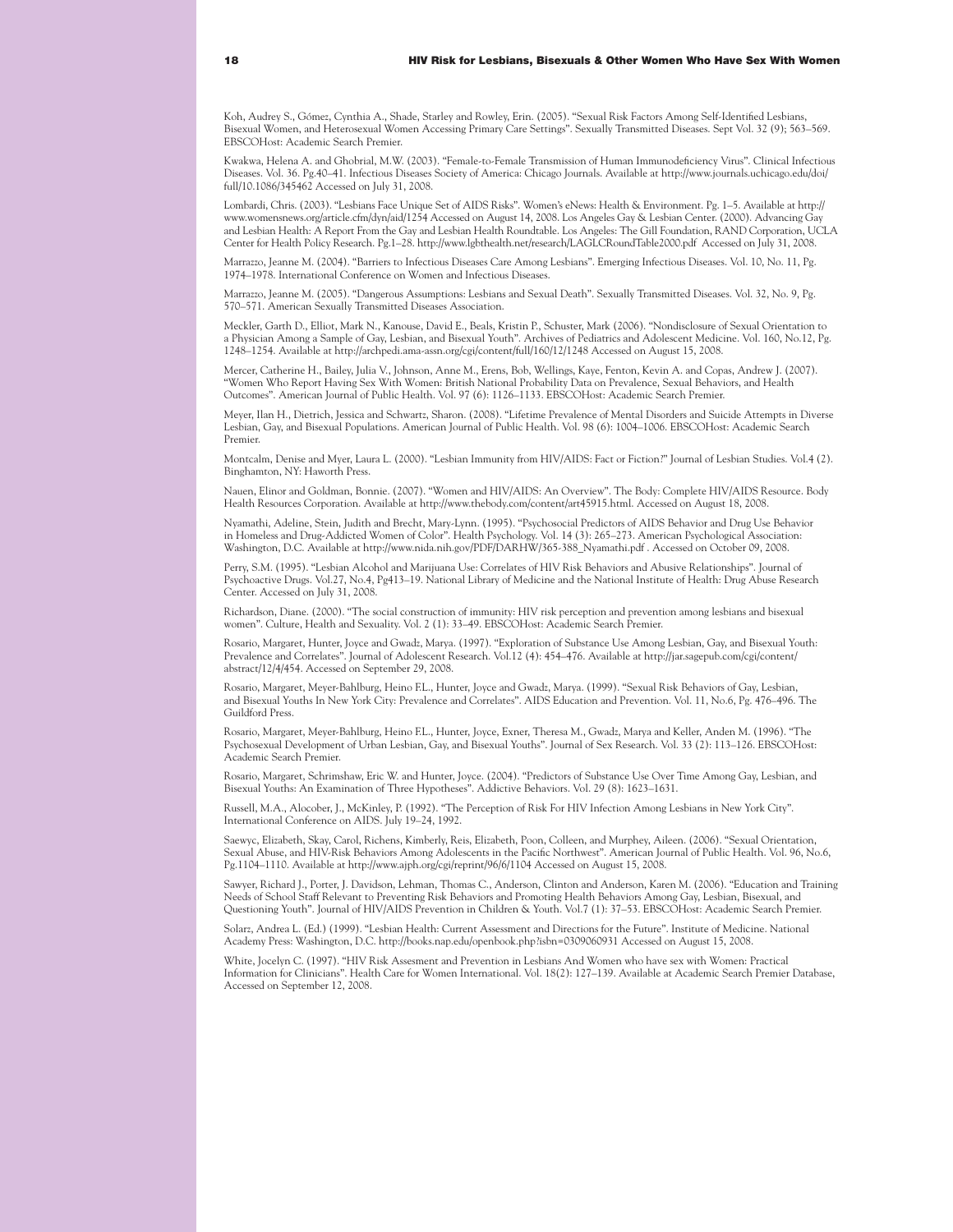Koh, Audrey S., Gómez, Cynthia A., Shade, Starley and Rowley, Erin. (2005). "Sexual Risk Factors Among Self-Identified Lesbians, Bisexual Women, and Heterosexual Women Accessing Primary Care Settings". Sexually Transmitted Diseases. Sept Vol. 32 (9); 563–569. EBSCOHost: Academic Search Premier.

Kwakwa, Helena A. and Ghobrial, M.W. (2003). "Female-to-Female Transmission of Human Immunodeficiency Virus". Clinical Infectious Diseases. Vol. 36. Pg.40–41. Infectious Diseases Society of America: Chicago Journals. Available at http://www.journals.uchicago.edu/doi/full/10.1086/345462 Accessed on July 31, 2008.

Lombardi, Chris. (2003). "Lesbians Face Unique Set of AIDS Risks". Women's eNews: Health & Environment. Pg. 1–5. Available at http://www.womensnews.org/article.cfm/dyn/aid/1254 Accessed on August 14, 2008. Los Angeles Gay & Lesbian Center. (2000). Advancing Gay and Lesbian Health: A Report From the Gay and Lesbian Health Roundtable. Los Angeles: The Gill Foundation, RAND Corporation, UCLA Center for Health Policy Research. Pg.1–28. http://www.lgbthealth.net/research/LAGLCRoundTable2000.pdf Accessed on July 31, 2008.

Marrazzo, Jeanne M. (2004). "Barriers to Infectious Diseases Care Among Lesbians". Emerging Infectious Diseases. Vol. 10, No. 11, Pg. 1974–1978. International Conference on Women and Infectious Diseases.

Marrazzo, Jeanne M. (2005). "Dangerous Assumptions: Lesbians and Sexual Death". Sexually Transmitted Diseases. Vol. 32, No. 9, Pg. 570–571. American Sexually Transmitted Diseases Association.

Meckler, Garth D., Elliot, Mark N., Kanouse, David E., Beals, Kristin P., Schuster, Mark (2006). "Nondisclosure of Sexual Orientation to a Physician Among a Sample of Gay, Lesbian, and Bisexual Youth". Archives of Pediatrics and Adolescent Medicine. Vol. 160, No.12, Pg. 1248–1254. Available at http://archpedi.ama-assn.org/cgi/content/full/160/12/1248 Accessed on August 15, 2008.

Mercer, Catherine H., Bailey, Julia V., Johnson, Anne M., Erens, Bob, Wellings, Kaye, Fenton, Kevin A. and Copas, Andrew J. (2007). "Women Who Report Having Sex With Women: British National Probability Data on Prevalence, Sexual Behaviors, and Health Outcomes". American Journal of Public Health. Vol. 97 (6): 1126–1133. EBSCOHost: Academic Search Premier.

Meyer, Ilan H., Dietrich, Jessica and Schwartz, Sharon. (2008). "Lifetime Prevalence of Mental Disorders and Suicide Attempts in Diverse Lesbian, Gay, and Bisexual Populations. American Journal of Public Health. Vol. 98 (6): 1004–1006. EBSCOHost: Academic Search Premier.

Montcalm, Denise and Myer, Laura L. (2000). "Lesbian Immunity from HIV/AIDS: Fact or Fiction?" Journal of Lesbian Studies. Vol.4 (2). Binghamton, NY: Haworth Press.

Nauen, Elinor and Goldman, Bonnie. (2007). "Women and HIV/AIDS: An Overview". The Body: Complete HIV/AIDS Resource. Body Health Resources Corporation. Available at http://www.thebody.com/content/art45915.html. Accessed on August 18, 2008.

Nyamathi, Adeline, Stein, Judith and Brecht, Mary-Lynn. (1995). "Psychosocial Predictors of AIDS Behavior and Drug Use Behavior in Homeless and Drug-Addicted Women of Color". Health Psychology. Vol. 14 (3): 265–273. American Psychological Association: Washington, D.C. Available at http://www.nida.nih.gov/PDF/DARHW/365-388_Nyamathi.pdf . Accessed on October 09, 2008.

Perry, S.M. (1995). "Lesbian Alcohol and Marijuana Use: Correlates of HIV Risk Behaviors and Abusive Relationships". Journal of Psychoactive Drugs. Vol.27, No.4, Pg413–19. National Library of Medicine and the National Institute of Health: Drug Abuse Research Center. Accessed on July 31, 2008.

Richardson, Diane. (2000). "The social construction of immunity: HIV risk perception and prevention among lesbians and bisexual women". Culture, Health and Sexuality. Vol. 2 (1): 33–49. EBSCOHost: Academic Search Premier.

Rosario, Margaret, Hunter, Joyce and Gwadz, Marya. (1997). "Exploration of Substance Use Among Lesbian, Gay, and Bisexual Youth: Prevalence and Correlates". Journal of Adolescent Research. Vol.12 (4): 454–476. Available at http://jar.sagepub.com/cgi/content/abstract/12/4/454. Accessed on September 29, 2008.

Rosario, Margaret, Meyer-Bahlburg, Heino F.L., Hunter, Joyce and Gwadz, Marya. (1999). "Sexual Risk Behaviors of Gay, Lesbian, and Bisexual Youths In New York City: Prevalence and Correlates". AIDS Education and Prevention. Vol. 11, No.6, Pg. 476–496. The Guildford Press.

Rosario, Margaret, Meyer-Bahlburg, Heino F.L., Hunter, Joyce, Exner, Theresa M., Gwadz, Marya and Keller, Anden M. (1996). "The Psychosexual Development of Urban Lesbian, Gay, and Bisexual Youths". Journal of Sex Research. Vol. 33 (2): 113–126. EBSCOHost: Academic Search Premier.

Rosario, Margaret, Schrimshaw, Eric W. and Hunter, Joyce. (2004). "Predictors of Substance Use Over Time Among Gay, Lesbian, and Bisexual Youths: An Examination of Three Hypotheses". Addictive Behaviors. Vol. 29 (8): 1623–1631.

Russell, M.A., Alocober, J., McKinley, P. (1992). "The Perception of Risk For HIV Infection Among Lesbians in New York City". International Conference on AIDS. July 19–24, 1992.

Saewyc, Elizabeth, Skay, Carol, Richens, Kimberly, Reis, Elizabeth, Poon, Colleen, and Murphey, Aileen. (2006). "Sexual Orientation, Sexual Abuse, and HIV-Risk Behaviors Among Adolescents in the Pacific Northwest". American Journal of Public Health. Vol. 96, No.6, Pg.1104–1110. Available at http://www.ajph.org/cgi/reprint/96/6/1104 Accessed on August 15, 2008.

Sawyer, Richard J., Porter, J. Davidson, Lehman, Thomas C., Anderson, Clinton and Anderson, Karen M. (2006). "Education and Training Needs of School Staff Relevant to Preventing Risk Behaviors and Promoting Health Behaviors Among Gay, Lesbian, Bisexual, and Questioning Youth". Journal of HIV/AIDS Prevention in Children & Youth. Vol.7 (1): 37–53. EBSCOHost: Academic Search Premier.

Solarz, Andrea L. (Ed.) (1999). "Lesbian Health: Current Assessment and Directions for the Future". Institute of Medicine. National Academy Press: Washington, D.C. http://books.nap.edu/openbook.php?isbn=0309060931 Accessed on August 15, 2008.

White, Jocelyn C. (1997). "HIV Risk Assesment and Prevention in Lesbians And Women who have sex with Women: Practical Information for Clinicians". Health Care for Women International. Vol. 18(2): 127–139. Available at Academic Search Premier Database, Accessed on September 12, 2008.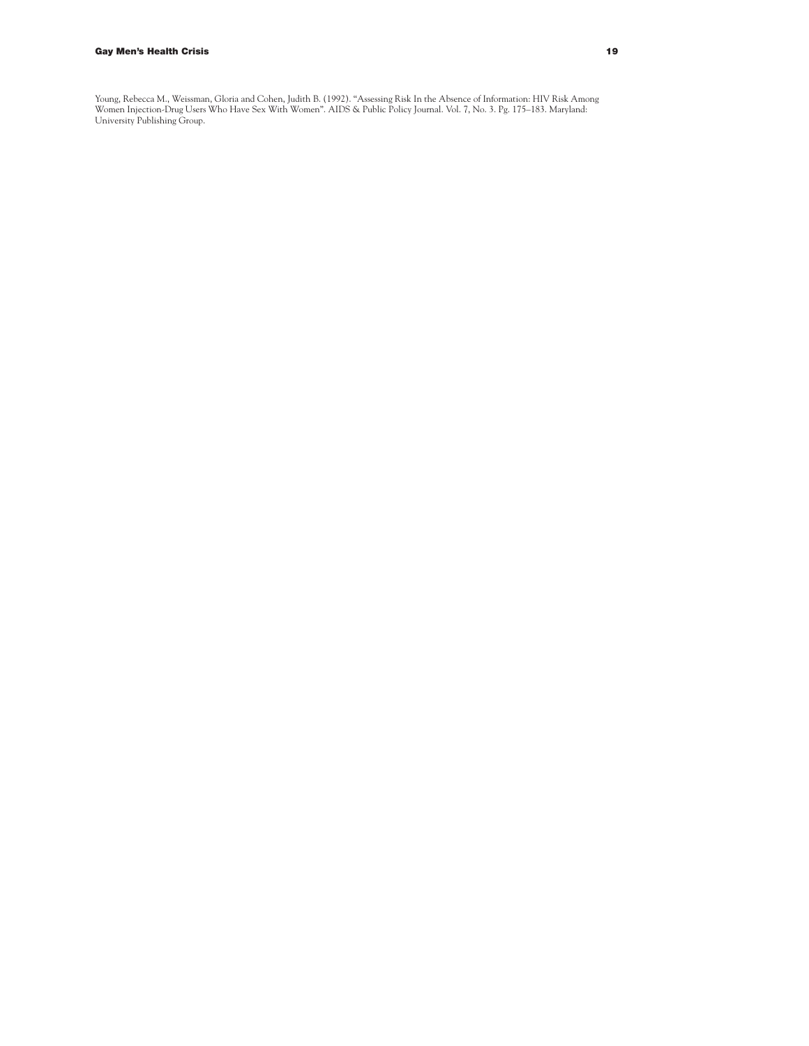Young, Rebecca M., Weissman, Gloria and Cohen, Judith B. (1992). "Assessing Risk In the Absence of Information: HIV Risk Among Women Injection-Drug Users Who Have Sex With Women". AIDS & Public Policy Journal. Vol. 7, No. 3. Pg. 175–183. Maryland: University Publishing Group.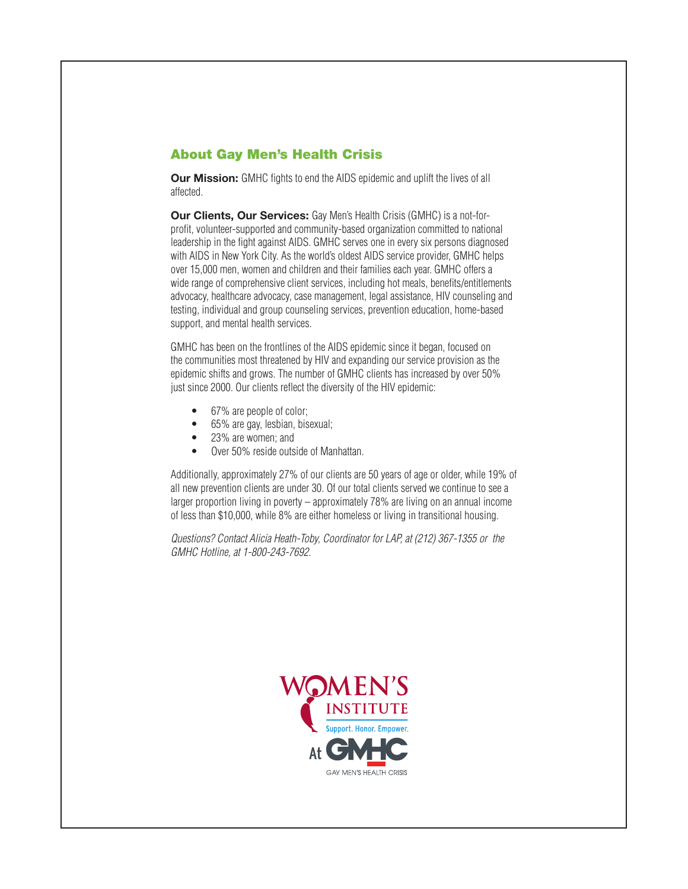## About Gay Men's Health Crisis

**Our Mission:** GMHC fights to end the AIDS epidemic and uplift the lives of all affected.

**Our Clients, Our Services:** Gay Men's Health Crisis (GMHC) is a not-for-profit, volunteer-supported and community-based organization committed to national leadership in the fight against AIDS. GMHC serves one in every six persons diagnosed with AIDS in New York City. As the world's oldest AIDS service provider, GMHC helps over 15,000 men, women and children and their families each year. GMHC offers a wide range of comprehensive client services, including hot meals, benefits/entitlements advocacy, healthcare advocacy, case management, legal assistance, HIV counseling and testing, individual and group counseling services, prevention education, home-based support, and mental health services.

GMHC has been on the frontlines of the AIDS epidemic since it began, focused on the communities most threatened by HIV and expanding our service provision as the epidemic shifts and grows. The number of GMHC clients has increased by over 50% just since 2000. Our clients reflect the diversity of the HIV epidemic:

- 67% are people of color;
- 65% are gay, lesbian, bisexual;
- 23% are women; and
- Over 50% reside outside of Manhattan.

Additionally, approximately 27% of our clients are 50 years of age or older, while 19% of all new prevention clients are under 30. Of our total clients served we continue to see a larger proportion living in poverty – approximately 78% are living on an annual income of less than $10,000, while 8% are either homeless or living in transitional housing.

*Questions? Contact Alicia Heath-Toby, Coordinator for LAP, at (212) 367-1355 or the GMHC Hotline, at 1-800-243-7692.*

WOMEN'S INSTITUTE

Support. Honor. Empower.

At GMHC

GAY MEN'S HEALTH CRISIS